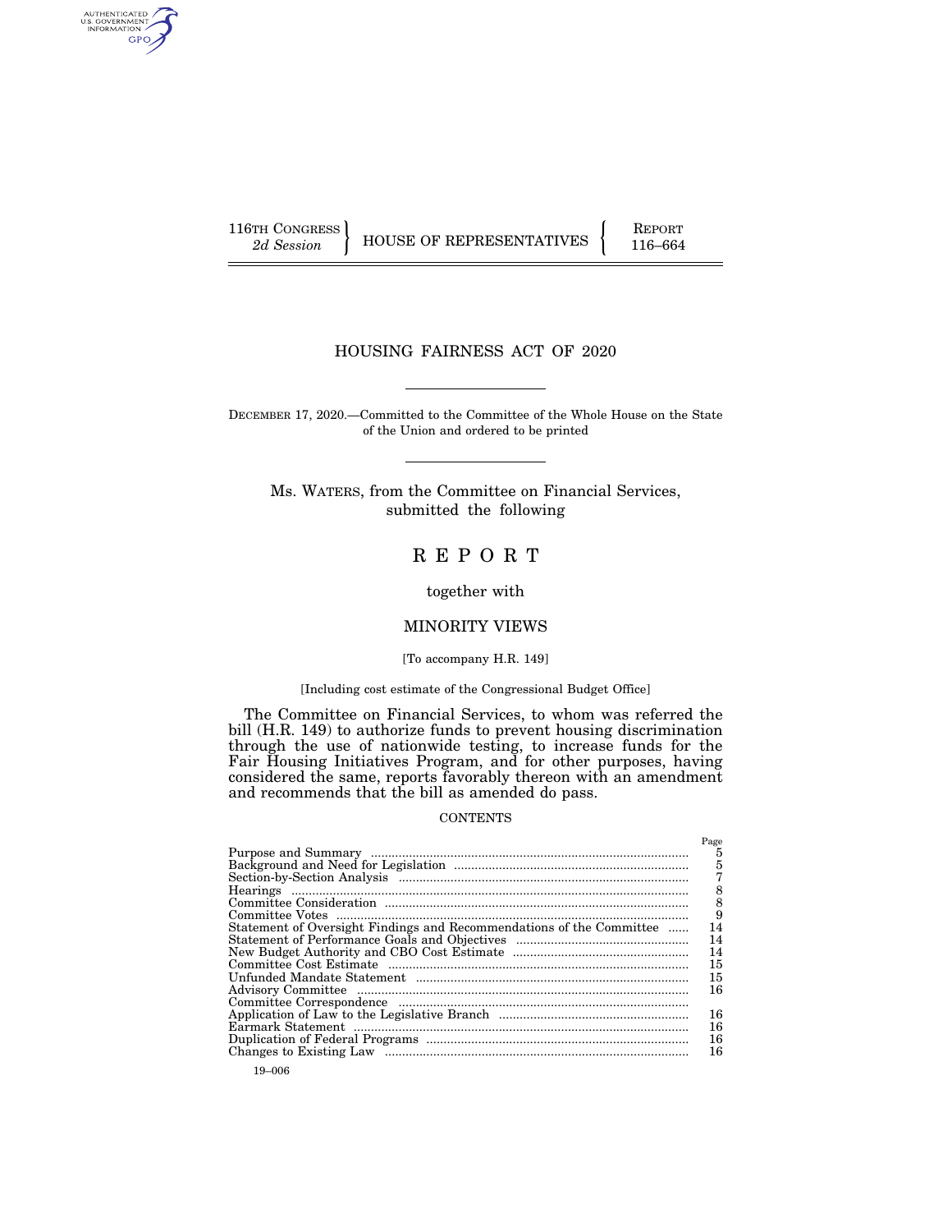116TH CONGRESS
*2d Session*

HOUSE OF REPRESENTATIVES

REPORT
116–664

# HOUSING FAIRNESS ACT OF 2020

DECEMBER 17, 2020.—Committed to the Committee of the Whole House on the State of the Union and ordered to be printed

Ms. WATERS, from the Committee on Financial Services, submitted the following

# R E P O R T

together with

## MINORITY VIEWS

[To accompany H.R. 149]

[Including cost estimate of the Congressional Budget Office]

The Committee on Financial Services, to whom was referred the bill (H.R. 149) to authorize funds to prevent housing discrimination through the use of nationwide testing, to increase funds for the Fair Housing Initiatives Program, and for other purposes, having considered the same, reports favorably thereon with an amendment and recommends that the bill as amended do pass.

CONTENTS

| | Page |
|---|---|
| Purpose and Summary | 5 |
| Background and Need for Legislation | 5 |
| Section-by-Section Analysis | 7 |
| Hearings | 8 |
| Committee Consideration | 8 |
| Committee Votes | 9 |
| Statement of Oversight Findings and Recommendations of the Committee | 14 |
| Statement of Performance Goals and Objectives | 14 |
| New Budget Authority and CBO Cost Estimate | 14 |
| Committee Cost Estimate | 15 |
| Unfunded Mandate Statement | 15 |
| Advisory Committee | 16 |
| Committee Correspondence | |
| Application of Law to the Legislative Branch | 16 |
| Earmark Statement | 16 |
| Duplication of Federal Programs | 16 |
| Changes to Existing Law | 16 |

19–006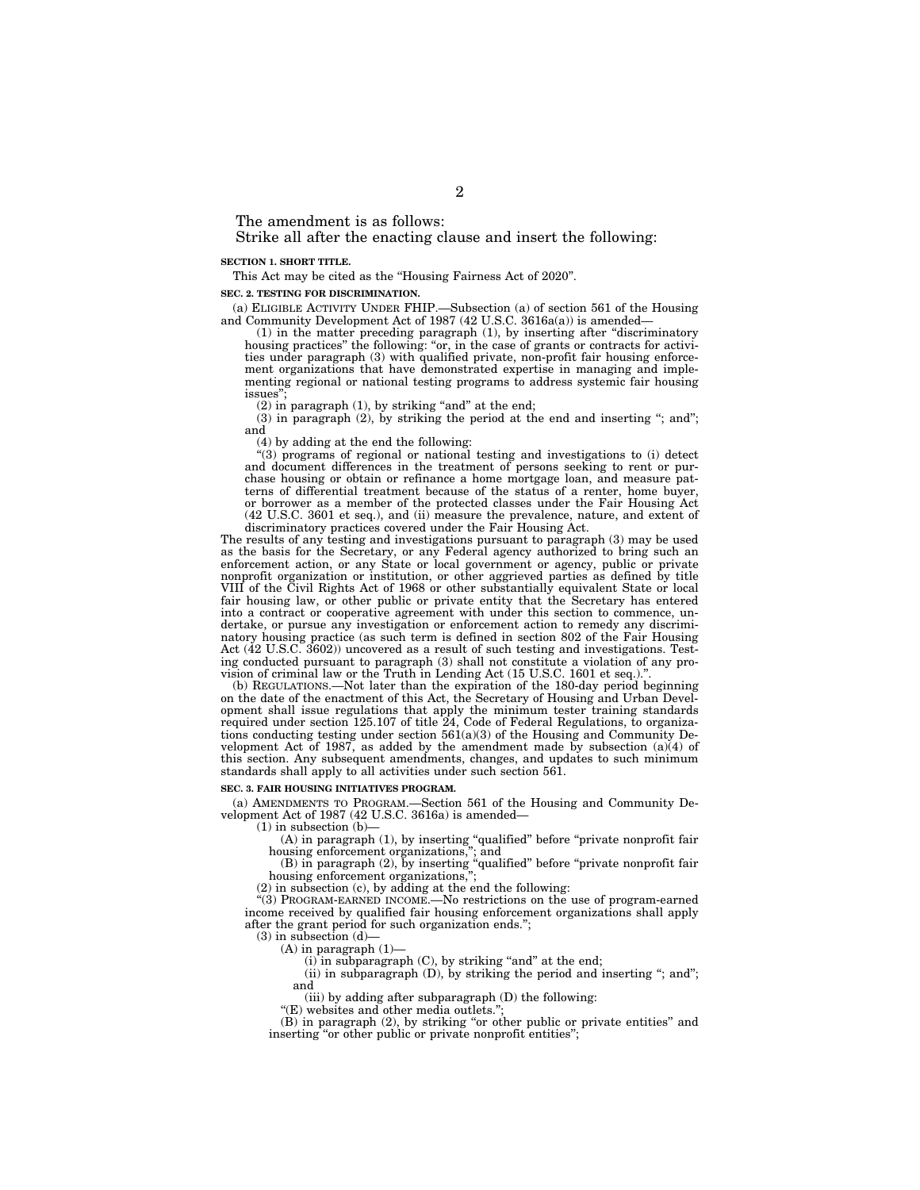The amendment is as follows:

Strike all after the enacting clause and insert the following:

**SECTION 1. SHORT TITLE.**

This Act may be cited as the "Housing Fairness Act of 2020".

**SEC. 2. TESTING FOR DISCRIMINATION.**

(a) ELIGIBLE ACTIVITY UNDER FHIP.—Subsection (a) of section 561 of the Housing and Community Development Act of 1987 (42 U.S.C. 3616a(a)) is amended—

(1) in the matter preceding paragraph (1), by inserting after "discriminatory housing practices" the following: "or, in the case of grants or contracts for activities under paragraph (3) with qualified private, non-profit fair housing enforcement organizations that have demonstrated expertise in managing and implementing regional or national testing programs to address systemic fair housing issues";

(2) in paragraph (1), by striking "and" at the end;

(3) in paragraph (2), by striking the period at the end and inserting "; and"; and

(4) by adding at the end the following:

"(3) programs of regional or national testing and investigations to (i) detect and document differences in the treatment of persons seeking to rent or purchase housing or obtain or refinance a home mortgage loan, and measure patterns of differential treatment because of the status of a renter, home buyer, or borrower as a member of the protected classes under the Fair Housing Act (42 U.S.C. 3601 et seq.), and (ii) measure the prevalence, nature, and extent of discriminatory practices covered under the Fair Housing Act.

The results of any testing and investigations pursuant to paragraph (3) may be used as the basis for the Secretary, or any Federal agency authorized to bring such an enforcement action, or any State or local government or agency, public or private nonprofit organization or institution, or other aggrieved parties as defined by title VIII of the Civil Rights Act of 1968 or other substantially equivalent State or local fair housing law, or other public or private entity that the Secretary has entered into a contract or cooperative agreement with under this section to commence, undertake, or pursue any investigation or enforcement action to remedy any discriminatory housing practice (as such term is defined in section 802 of the Fair Housing Act (42 U.S.C. 3602)) uncovered as a result of such testing and investigations. Testing conducted pursuant to paragraph (3) shall not constitute a violation of any provision of criminal law or the Truth in Lending Act (15 U.S.C. 1601 et seq.).".

(b) REGULATIONS.—Not later than the expiration of the 180-day period beginning on the date of the enactment of this Act, the Secretary of Housing and Urban Development shall issue regulations that apply the minimum tester training standards required under section 125.107 of title 24, Code of Federal Regulations, to organizations conducting testing under section 561(a)(3) of the Housing and Community Development Act of 1987, as added by the amendment made by subsection (a)(4) of this section. Any subsequent amendments, changes, and updates to such minimum standards shall apply to all activities under such section 561.

**SEC. 3. FAIR HOUSING INITIATIVES PROGRAM.**

(a) AMENDMENTS TO PROGRAM.—Section 561 of the Housing and Community Development Act of 1987 (42 U.S.C. 3616a) is amended—

(1) in subsection (b)—

(A) in paragraph (1), by inserting "qualified" before "private nonprofit fair housing enforcement organizations,"; and

(B) in paragraph (2), by inserting "qualified" before "private nonprofit fair housing enforcement organizations,";

(2) in subsection (c), by adding at the end the following:

"(3) PROGRAM-EARNED INCOME.—No restrictions on the use of program-earned income received by qualified fair housing enforcement organizations shall apply after the grant period for such organization ends.";

(3) in subsection (d)—

(A) in paragraph (1)—

(i) in subparagraph (C), by striking "and" at the end;

(ii) in subparagraph (D), by striking the period and inserting "; and"; and

(iii) by adding after subparagraph (D) the following:

"(E) websites and other media outlets.";

(B) in paragraph (2), by striking "or other public or private entities" and inserting "or other public or private nonprofit entities";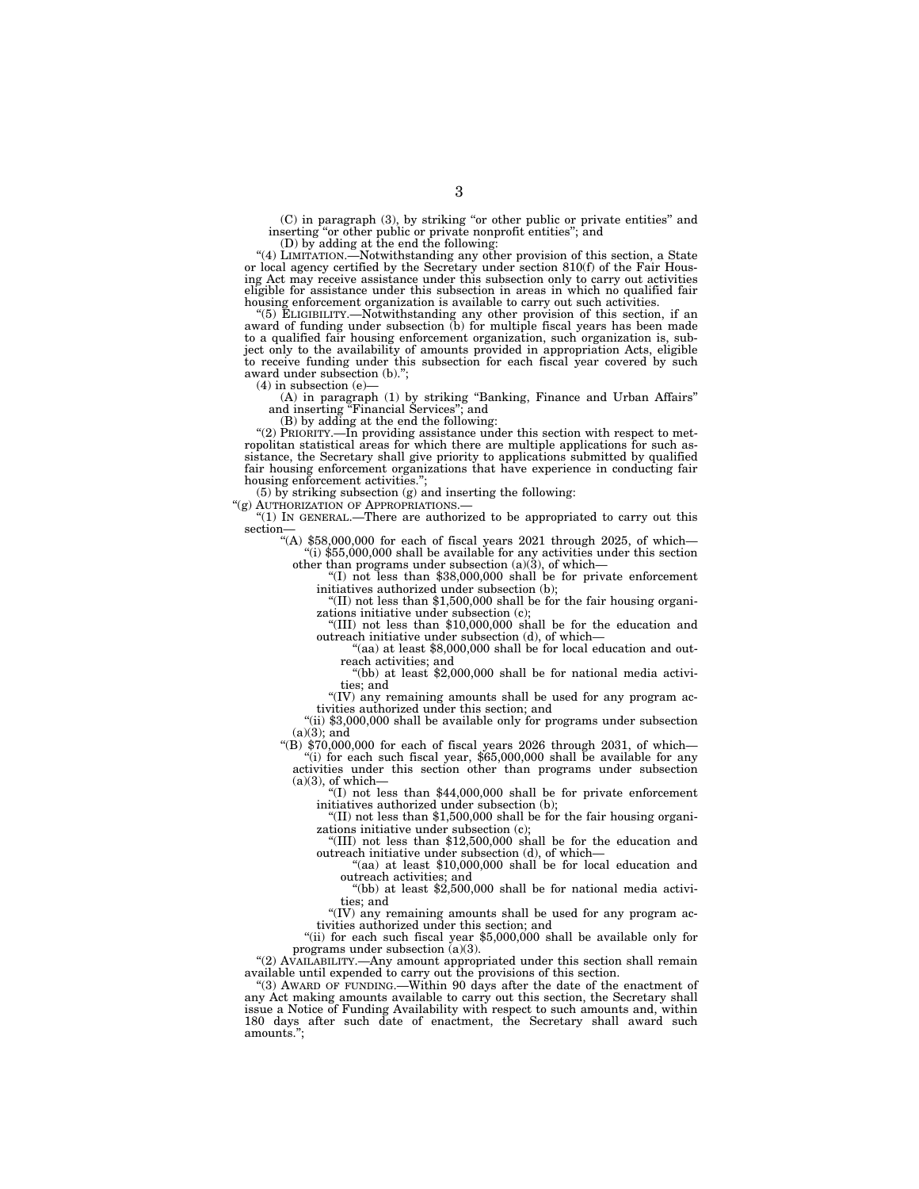(C) in paragraph (3), by striking "or other public or private entities" and inserting "or other public or private nonprofit entities"; and

(D) by adding at the end the following:

"(4) LIMITATION.—Notwithstanding any other provision of this section, a State or local agency certified by the Secretary under section 810(f) of the Fair Housing Act may receive assistance under this subsection only to carry out activities eligible for assistance under this subsection in areas in which no qualified fair housing enforcement organization is available to carry out such activities.

"(5) ELIGIBILITY.—Notwithstanding any other provision of this section, if an award of funding under subsection (b) for multiple fiscal years has been made to a qualified fair housing enforcement organization, such organization is, subject only to the availability of amounts provided in appropriation Acts, eligible to receive funding under this subsection for each fiscal year covered by such award under subsection (b).";

(4) in subsection (e)—

(A) in paragraph (1) by striking "Banking, Finance and Urban Affairs" and inserting "Financial Services"; and

(B) by adding at the end the following:

"(2) PRIORITY.—In providing assistance under this section with respect to metropolitan statistical areas for which there are multiple applications for such assistance, the Secretary shall give priority to applications submitted by qualified fair housing enforcement organizations that have experience in conducting fair housing enforcement activities.";

(5) by striking subsection (g) and inserting the following:

"(g) AUTHORIZATION OF APPROPRIATIONS.—

"(1) IN GENERAL.—There are authorized to be appropriated to carry out this section—

"(A) $58,000,000 for each of fiscal years 2021 through 2025, of which—

"(i) $55,000,000 shall be available for any activities under this section other than programs under subsection (a)(3), of which—

"(I) not less than $38,000,000 shall be for private enforcement initiatives authorized under subsection (b);

"(II) not less than $1,500,000 shall be for the fair housing organizations initiative under subsection (c);

"(III) not less than $10,000,000 shall be for the education and outreach initiative under subsection (d), of which—

"(aa) at least $8,000,000 shall be for local education and outreach activities; and

"(bb) at least $2,000,000 shall be for national media activities; and

"(IV) any remaining amounts shall be used for any program activities authorized under this section; and

"(ii) $3,000,000 shall be available only for programs under subsection (a)(3); and

"(B) $70,000,000 for each of fiscal years 2026 through 2031, of which—

"(i) for each such fiscal year, $65,000,000 shall be available for any activities under this section other than programs under subsection (a)(3), of which—

"(I) not less than $44,000,000 shall be for private enforcement initiatives authorized under subsection (b);

"(II) not less than $1,500,000 shall be for the fair housing organizations initiative under subsection (c);

"(III) not less than $12,500,000 shall be for the education and outreach initiative under subsection (d), of which—

"(aa) at least $10,000,000 shall be for local education and outreach activities; and

"(bb) at least $2,500,000 shall be for national media activities; and

"(IV) any remaining amounts shall be used for any program activities authorized under this section; and

"(ii) for each such fiscal year $5,000,000 shall be available only for programs under subsection (a)(3).

"(2) AVAILABILITY.—Any amount appropriated under this section shall remain available until expended to carry out the provisions of this section.

"(3) AWARD OF FUNDING.—Within 90 days after the date of the enactment of any Act making amounts available to carry out this section, the Secretary shall issue a Notice of Funding Availability with respect to such amounts and, within 180 days after such date of enactment, the Secretary shall award such amounts.";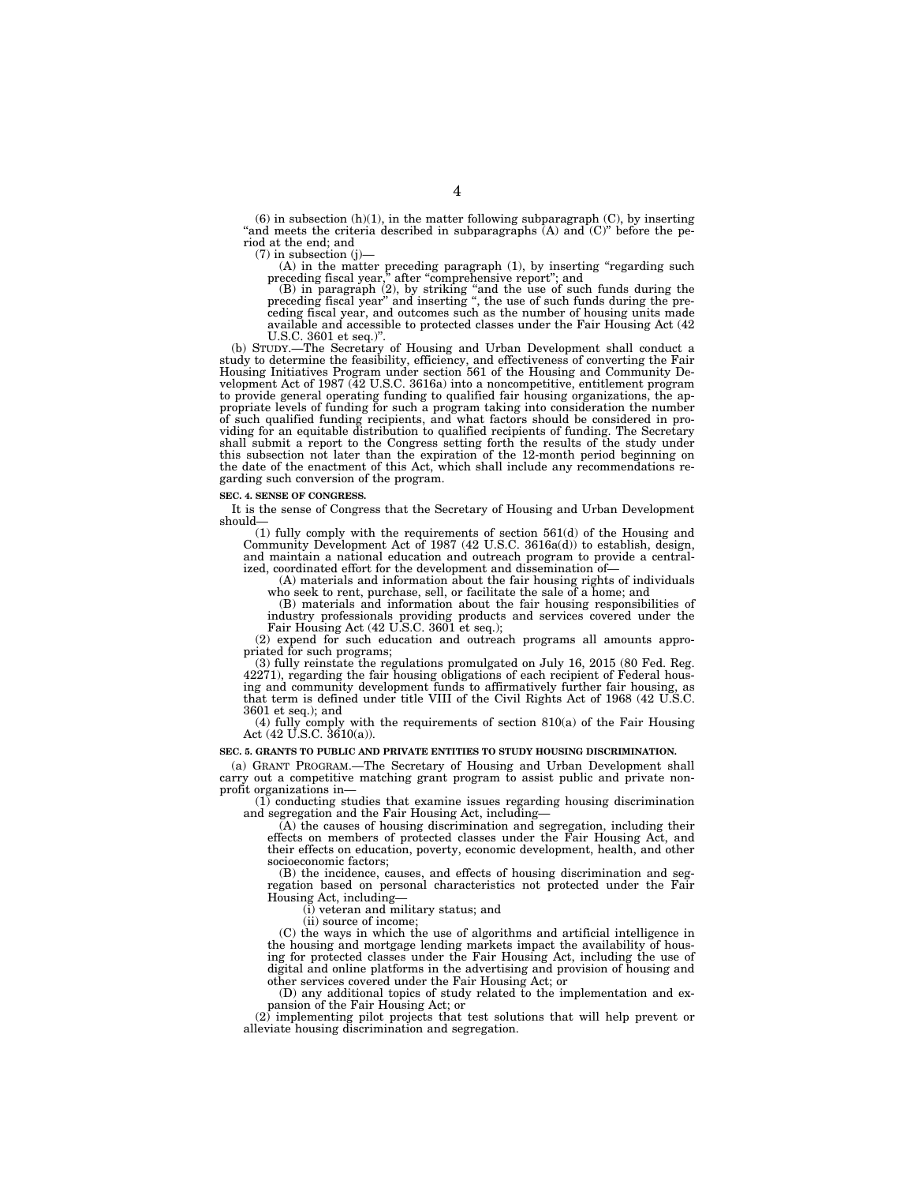(6) in subsection (h)(1), in the matter following subparagraph (C), by inserting "and meets the criteria described in subparagraphs (A) and (C)" before the period at the end; and

(7) in subsection (j)—

(A) in the matter preceding paragraph (1), by inserting "regarding such preceding fiscal year," after "comprehensive report"; and

(B) in paragraph (2), by striking "and the use of such funds during the preceding fiscal year" and inserting ", the use of such funds during the preceding fiscal year, and outcomes such as the number of housing units made available and accessible to protected classes under the Fair Housing Act (42 U.S.C. 3601 et seq.)".

(b) STUDY.—The Secretary of Housing and Urban Development shall conduct a study to determine the feasibility, efficiency, and effectiveness of converting the Fair Housing Initiatives Program under section 561 of the Housing and Community Development Act of 1987 (42 U.S.C. 3616a) into a noncompetitive, entitlement program to provide general operating funding to qualified fair housing organizations, the appropriate levels of funding for such a program taking into consideration the number of such qualified funding recipients, and what factors should be considered in providing for an equitable distribution to qualified recipients of funding. The Secretary shall submit a report to the Congress setting forth the results of the study under this subsection not later than the expiration of the 12-month period beginning on the date of the enactment of this Act, which shall include any recommendations regarding such conversion of the program.

**SEC. 4. SENSE OF CONGRESS.**

It is the sense of Congress that the Secretary of Housing and Urban Development should—

(1) fully comply with the requirements of section 561(d) of the Housing and Community Development Act of 1987 (42 U.S.C. 3616a(d)) to establish, design, and maintain a national education and outreach program to provide a centralized, coordinated effort for the development and dissemination of—

(A) materials and information about the fair housing rights of individuals who seek to rent, purchase, sell, or facilitate the sale of a home; and

(B) materials and information about the fair housing responsibilities of industry professionals providing products and services covered under the Fair Housing Act (42 U.S.C. 3601 et seq.);

(2) expend for such education and outreach programs all amounts appropriated for such programs;

(3) fully reinstate the regulations promulgated on July 16, 2015 (80 Fed. Reg. 42271), regarding the fair housing obligations of each recipient of Federal housing and community development funds to affirmatively further fair housing, as that term is defined under title VIII of the Civil Rights Act of 1968 (42 U.S.C. 3601 et seq.); and

(4) fully comply with the requirements of section 810(a) of the Fair Housing Act (42 U.S.C. 3610(a)).

**SEC. 5. GRANTS TO PUBLIC AND PRIVATE ENTITIES TO STUDY HOUSING DISCRIMINATION.**

(a) GRANT PROGRAM.—The Secretary of Housing and Urban Development shall carry out a competitive matching grant program to assist public and private nonprofit organizations in—

(1) conducting studies that examine issues regarding housing discrimination and segregation and the Fair Housing Act, including—

(A) the causes of housing discrimination and segregation, including their effects on members of protected classes under the Fair Housing Act, and their effects on education, poverty, economic development, health, and other socioeconomic factors;

(B) the incidence, causes, and effects of housing discrimination and segregation based on personal characteristics not protected under the Fair Housing Act, including—

(i) veteran and military status; and

(ii) source of income;

(C) the ways in which the use of algorithms and artificial intelligence in the housing and mortgage lending markets impact the availability of housing for protected classes under the Fair Housing Act, including the use of digital and online platforms in the advertising and provision of housing and other services covered under the Fair Housing Act; or

(D) any additional topics of study related to the implementation and expansion of the Fair Housing Act; or

(2) implementing pilot projects that test solutions that will help prevent or alleviate housing discrimination and segregation.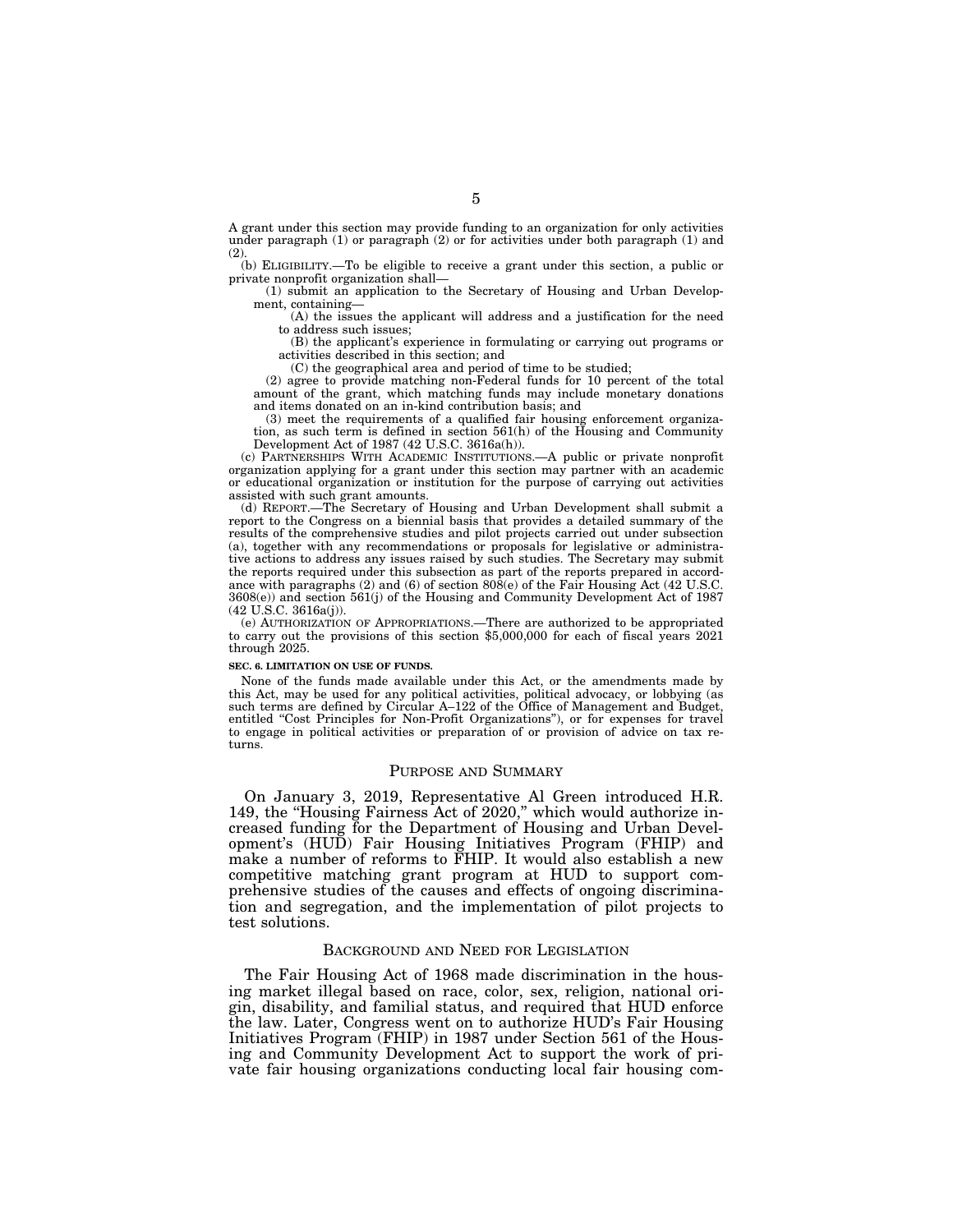A grant under this section may provide funding to an organization for only activities under paragraph (1) or paragraph (2) or for activities under both paragraph (1) and (2).

(b) ELIGIBILITY.—To be eligible to receive a grant under this section, a public or private nonprofit organization shall—

(1) submit an application to the Secretary of Housing and Urban Development, containing—

(A) the issues the applicant will address and a justification for the need to address such issues;

(B) the applicant's experience in formulating or carrying out programs or activities described in this section; and

(C) the geographical area and period of time to be studied;

(2) agree to provide matching non-Federal funds for 10 percent of the total amount of the grant, which matching funds may include monetary donations and items donated on an in-kind contribution basis; and

(3) meet the requirements of a qualified fair housing enforcement organization, as such term is defined in section 561(h) of the Housing and Community Development Act of 1987 (42 U.S.C. 3616a(h)).

(c) PARTNERSHIPS WITH ACADEMIC INSTITUTIONS.—A public or private nonprofit organization applying for a grant under this section may partner with an academic or educational organization or institution for the purpose of carrying out activities assisted with such grant amounts.

(d) REPORT.—The Secretary of Housing and Urban Development shall submit a report to the Congress on a biennial basis that provides a detailed summary of the results of the comprehensive studies and pilot projects carried out under subsection (a), together with any recommendations or proposals for legislative or administrative actions to address any issues raised by such studies. The Secretary may submit the reports required under this subsection as part of the reports prepared in accordance with paragraphs (2) and (6) of section 808(e) of the Fair Housing Act (42 U.S.C. 3608(e)) and section 561(j) of the Housing and Community Development Act of 1987 (42 U.S.C. 3616a(j)).

(e) AUTHORIZATION OF APPROPRIATIONS.—There are authorized to be appropriated to carry out the provisions of this section $5,000,000 for each of fiscal years 2021 through 2025.

**SEC. 6. LIMITATION ON USE OF FUNDS.**

None of the funds made available under this Act, or the amendments made by this Act, may be used for any political activities, political advocacy, or lobbying (as such terms are defined by Circular A–122 of the Office of Management and Budget, entitled "Cost Principles for Non-Profit Organizations"), or for expenses for travel to engage in political activities or preparation of or provision of advice on tax returns.

## PURPOSE AND SUMMARY

On January 3, 2019, Representative Al Green introduced H.R. 149, the "Housing Fairness Act of 2020," which would authorize increased funding for the Department of Housing and Urban Development's (HUD) Fair Housing Initiatives Program (FHIP) and make a number of reforms to FHIP. It would also establish a new competitive matching grant program at HUD to support comprehensive studies of the causes and effects of ongoing discrimination and segregation, and the implementation of pilot projects to test solutions.

## BACKGROUND AND NEED FOR LEGISLATION

The Fair Housing Act of 1968 made discrimination in the housing market illegal based on race, color, sex, religion, national origin, disability, and familial status, and required that HUD enforce the law. Later, Congress went on to authorize HUD's Fair Housing Initiatives Program (FHIP) in 1987 under Section 561 of the Housing and Community Development Act to support the work of private fair housing organizations conducting local fair housing com-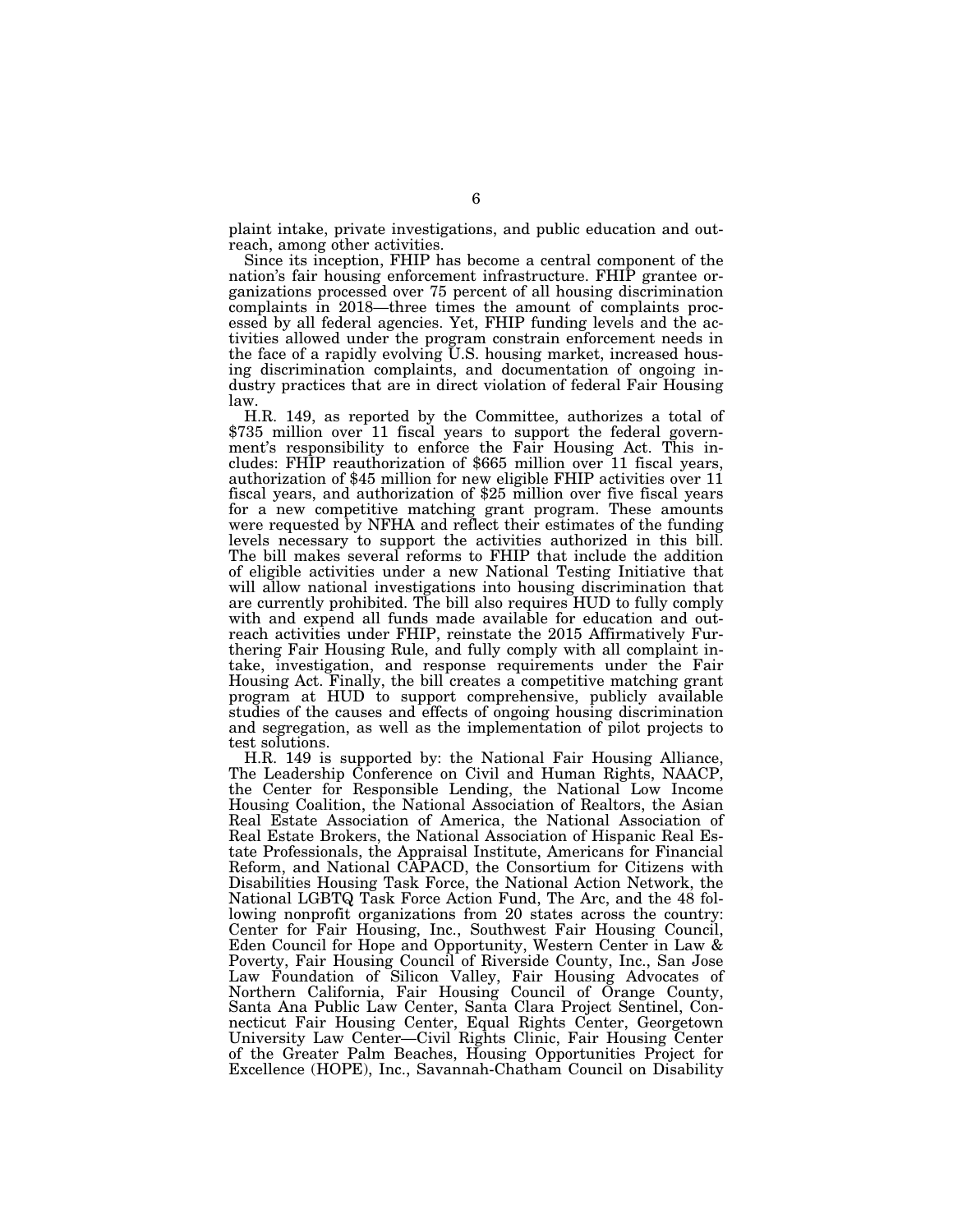plaint intake, private investigations, and public education and outreach, among other activities.

Since its inception, FHIP has become a central component of the nation's fair housing enforcement infrastructure. FHIP grantee organizations processed over 75 percent of all housing discrimination complaints in 2018—three times the amount of complaints processed by all federal agencies. Yet, FHIP funding levels and the activities allowed under the program constrain enforcement needs in the face of a rapidly evolving U.S. housing market, increased housing discrimination complaints, and documentation of ongoing industry practices that are in direct violation of federal Fair Housing law.

H.R. 149, as reported by the Committee, authorizes a total of $735 million over 11 fiscal years to support the federal government's responsibility to enforce the Fair Housing Act. This includes: FHIP reauthorization of $665 million over 11 fiscal years, authorization of $45 million for new eligible FHIP activities over 11 fiscal years, and authorization of $25 million over five fiscal years for a new competitive matching grant program. These amounts were requested by NFHA and reflect their estimates of the funding levels necessary to support the activities authorized in this bill. The bill makes several reforms to FHIP that include the addition of eligible activities under a new National Testing Initiative that will allow national investigations into housing discrimination that are currently prohibited. The bill also requires HUD to fully comply with and expend all funds made available for education and outreach activities under FHIP, reinstate the 2015 Affirmatively Furthering Fair Housing Rule, and fully comply with all complaint intake, investigation, and response requirements under the Fair Housing Act. Finally, the bill creates a competitive matching grant program at HUD to support comprehensive, publicly available studies of the causes and effects of ongoing housing discrimination and segregation, as well as the implementation of pilot projects to test solutions.

H.R. 149 is supported by: the National Fair Housing Alliance, The Leadership Conference on Civil and Human Rights, NAACP, the Center for Responsible Lending, the National Low Income Housing Coalition, the National Association of Realtors, the Asian Real Estate Association of America, the National Association of Real Estate Brokers, the National Association of Hispanic Real Estate Professionals, the Appraisal Institute, Americans for Financial Reform, and National CAPACD, the Consortium for Citizens with Disabilities Housing Task Force, the National Action Network, the National LGBTQ Task Force Action Fund, The Arc, and the 48 following nonprofit organizations from 20 states across the country: Center for Fair Housing, Inc., Southwest Fair Housing Council, Eden Council for Hope and Opportunity, Western Center in Law & Poverty, Fair Housing Council of Riverside County, Inc., San Jose Law Foundation of Silicon Valley, Fair Housing Advocates of Northern California, Fair Housing Council of Orange County, Santa Ana Public Law Center, Santa Clara Project Sentinel, Connecticut Fair Housing Center, Equal Rights Center, Georgetown University Law Center—Civil Rights Clinic, Fair Housing Center of the Greater Palm Beaches, Housing Opportunities Project for Excellence (HOPE), Inc., Savannah-Chatham Council on Disability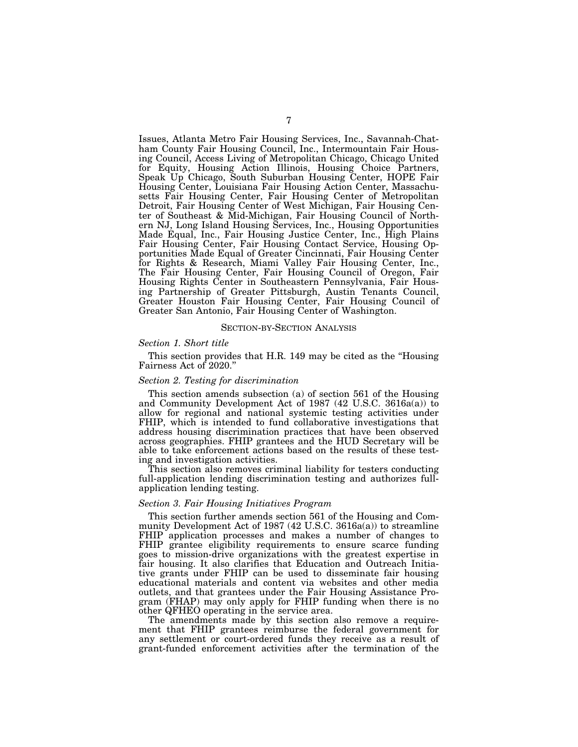Issues, Atlanta Metro Fair Housing Services, Inc., Savannah-Chatham County Fair Housing Council, Inc., Intermountain Fair Housing Council, Access Living of Metropolitan Chicago, Chicago United for Equity, Housing Action Illinois, Housing Choice Partners, Speak Up Chicago, South Suburban Housing Center, HOPE Fair Housing Center, Louisiana Fair Housing Action Center, Massachusetts Fair Housing Center, Fair Housing Center of Metropolitan Detroit, Fair Housing Center of West Michigan, Fair Housing Center of Southeast & Mid-Michigan, Fair Housing Council of Northern NJ, Long Island Housing Services, Inc., Housing Opportunities Made Equal, Inc., Fair Housing Justice Center, Inc., High Plains Fair Housing Center, Fair Housing Contact Service, Housing Opportunities Made Equal of Greater Cincinnati, Fair Housing Center for Rights & Research, Miami Valley Fair Housing Center, Inc., The Fair Housing Center, Fair Housing Council of Oregon, Fair Housing Rights Center in Southeastern Pennsylvania, Fair Housing Partnership of Greater Pittsburgh, Austin Tenants Council, Greater Houston Fair Housing Center, Fair Housing Council of Greater San Antonio, Fair Housing Center of Washington.

## SECTION-BY-SECTION ANALYSIS

### *Section 1. Short title*

This section provides that H.R. 149 may be cited as the "Housing Fairness Act of 2020."

### *Section 2. Testing for discrimination*

This section amends subsection (a) of section 561 of the Housing and Community Development Act of 1987 (42 U.S.C. 3616a(a)) to allow for regional and national systemic testing activities under FHIP, which is intended to fund collaborative investigations that address housing discrimination practices that have been observed across geographies. FHIP grantees and the HUD Secretary will be able to take enforcement actions based on the results of these testing and investigation activities.

This section also removes criminal liability for testers conducting full-application lending discrimination testing and authorizes full-application lending testing.

### *Section 3. Fair Housing Initiatives Program*

This section further amends section 561 of the Housing and Community Development Act of 1987 (42 U.S.C. 3616a(a)) to streamline FHIP application processes and makes a number of changes to FHIP grantee eligibility requirements to ensure scarce funding goes to mission-drive organizations with the greatest expertise in fair housing. It also clarifies that Education and Outreach Initiative grants under FHIP can be used to disseminate fair housing educational materials and content via websites and other media outlets, and that grantees under the Fair Housing Assistance Program (FHAP) may only apply for FHIP funding when there is no other QFHEO operating in the service area.

The amendments made by this section also remove a requirement that FHIP grantees reimburse the federal government for any settlement or court-ordered funds they receive as a result of grant-funded enforcement activities after the termination of the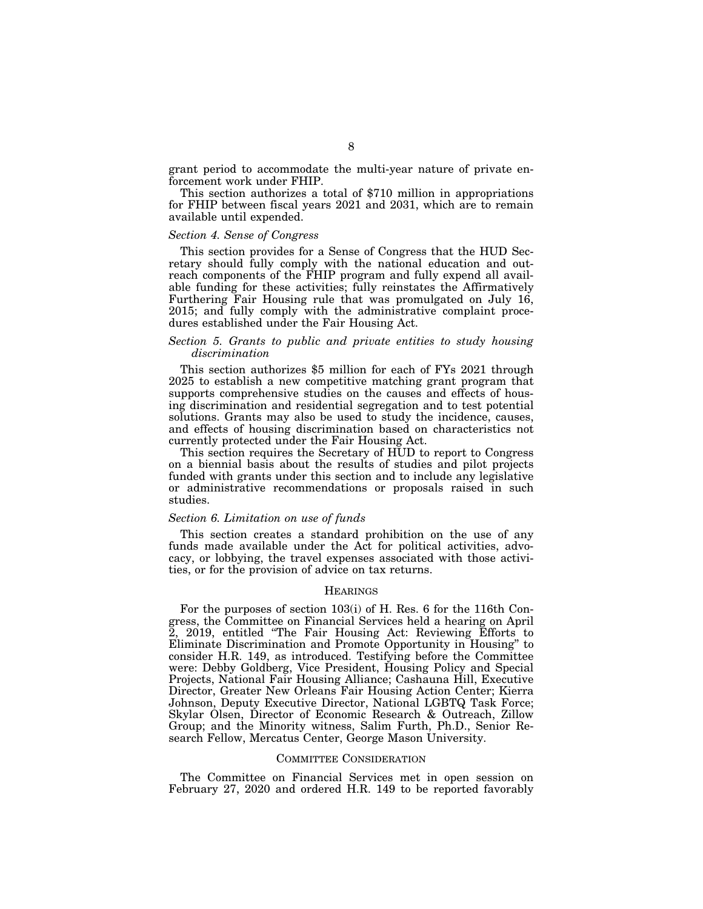grant period to accommodate the multi-year nature of private enforcement work under FHIP.

This section authorizes a total of $710 million in appropriations for FHIP between fiscal years 2021 and 2031, which are to remain available until expended.

### *Section 4. Sense of Congress*

This section provides for a Sense of Congress that the HUD Secretary should fully comply with the national education and outreach components of the FHIP program and fully expend all available funding for these activities; fully reinstates the Affirmatively Furthering Fair Housing rule that was promulgated on July 16, 2015; and fully comply with the administrative complaint procedures established under the Fair Housing Act.

### *Section 5. Grants to public and private entities to study housing discrimination*

This section authorizes $5 million for each of FYs 2021 through 2025 to establish a new competitive matching grant program that supports comprehensive studies on the causes and effects of housing discrimination and residential segregation and to test potential solutions. Grants may also be used to study the incidence, causes, and effects of housing discrimination based on characteristics not currently protected under the Fair Housing Act.

This section requires the Secretary of HUD to report to Congress on a biennial basis about the results of studies and pilot projects funded with grants under this section and to include any legislative or administrative recommendations or proposals raised in such studies.

### *Section 6. Limitation on use of funds*

This section creates a standard prohibition on the use of any funds made available under the Act for political activities, advocacy, or lobbying, the travel expenses associated with those activities, or for the provision of advice on tax returns.

## HEARINGS

For the purposes of section 103(i) of H. Res. 6 for the 116th Congress, the Committee on Financial Services held a hearing on April 2, 2019, entitled "The Fair Housing Act: Reviewing Efforts to Eliminate Discrimination and Promote Opportunity in Housing" to consider H.R. 149, as introduced. Testifying before the Committee were: Debby Goldberg, Vice President, Housing Policy and Special Projects, National Fair Housing Alliance; Cashauna Hill, Executive Director, Greater New Orleans Fair Housing Action Center; Kierra Johnson, Deputy Executive Director, National LGBTQ Task Force; Skylar Olsen, Director of Economic Research & Outreach, Zillow Group; and the Minority witness, Salim Furth, Ph.D., Senior Research Fellow, Mercatus Center, George Mason University.

## COMMITTEE CONSIDERATION

The Committee on Financial Services met in open session on February 27, 2020 and ordered H.R. 149 to be reported favorably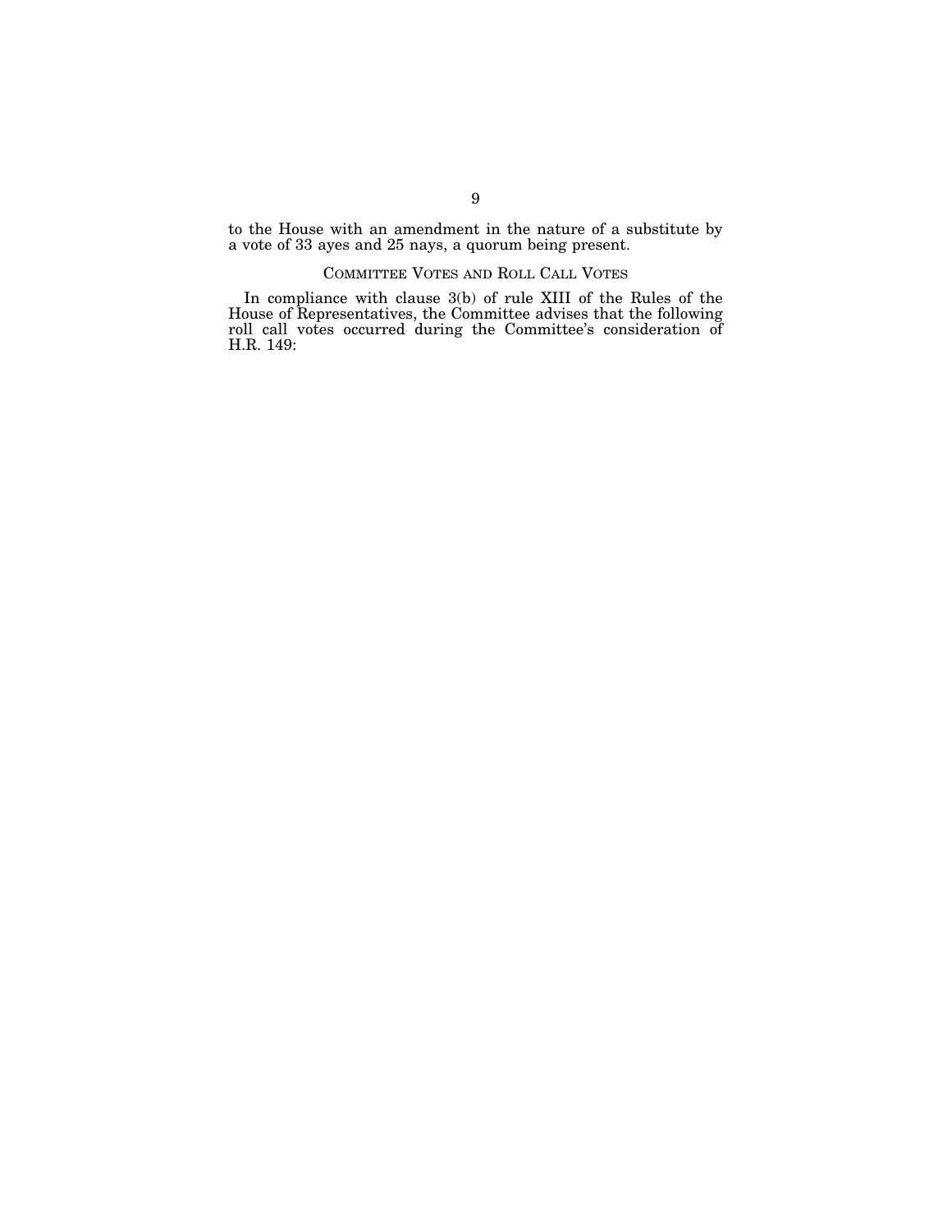to the House with an amendment in the nature of a substitute by a vote of 33 ayes and 25 nays, a quorum being present.

## COMMITTEE VOTES AND ROLL CALL VOTES

In compliance with clause 3(b) of rule XIII of the Rules of the House of Representatives, the Committee advises that the following roll call votes occurred during the Committee's consideration of H.R. 149: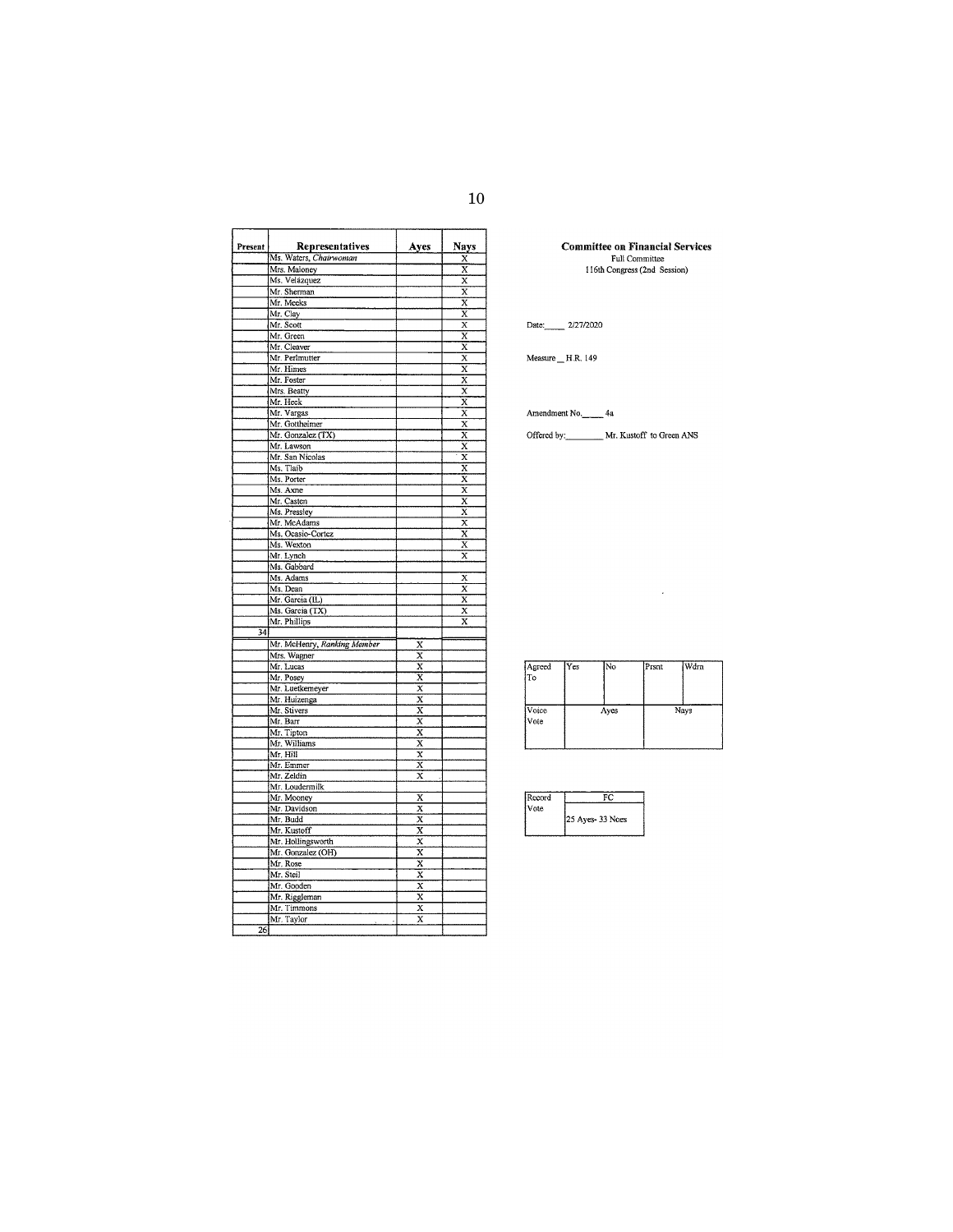**Committee on Financial Services**
Full Committee
116th Congress (2nd Session)

Date: 2/27/2020

Measure H.R. 149

Amendment No. 4a

Offered by: Mr. Kustoff to Green ANS

| Present | Representatives | Ayes | Nays |
|---|---|---|---|
| | Ms. Waters, *Chairwoman* | | X |
| | Mrs. Maloney | | X |
| | Ms. Velázquez | | X |
| | Mr. Sherman | | X |
| | Mr. Meeks | | X |
| | Mr. Clay | | X |
| | Mr. Scott | | X |
| | Mr. Green | | X |
| | Mr. Cleaver | | X |
| | Mr. Perlmutter | | X |
| | Mr. Himes | | X |
| | Mr. Foster | | X |
| | Mrs. Beatty | | X |
| | Mr. Heck | | X |
| | Mr. Vargas | | X |
| | Mr. Gottheimer | | X |
| | Mr. Gonzalez (TX) | | X |
| | Mr. Lawson | | X |
| | Mr. San Nicolas | | X |
| | Ms. Tlaib | | X |
| | Ms. Porter | | X |
| | Ms. Axne | | X |
| | Mr. Casten | | X |
| | Ms. Pressley | | X |
| | Mr. McAdams | | X |
| | Ms. Ocasio-Cortez | | X |
| | Ms. Wexton | | X |
| | Mr. Lynch | | X |
| | Ms. Gabbard | | |
| | Ms. Adams | | X |
| | Ms. Dean | | X |
| | Mr. Garcia (IL) | | X |
| | Ms. Garcia (TX) | | X |
| | Mr. Phillips | | X |
| 34 | | | |
| | Mr. McHenry, *Ranking Member* | X | |
| | Mrs. Wagner | X | |
| | Mr. Lucas | X | |
| | Mr. Posey | X | |
| | Mr. Luetkemeyer | X | |
| | Mr. Huizenga | X | |
| | Mr. Stivers | X | |
| | Mr. Barr | X | |
| | Mr. Tipton | X | |
| | Mr. Williams | X | |
| | Mr. Hill | X | |
| | Mr. Emmer | X | |
| | Mr. Zeldin | X | |
| | Mr. Loudermilk | | |
| | Mr. Mooney | X | |
| | Mr. Davidson | X | |
| | Mr. Budd | X | |
| | Mr. Kustoff | X | |
| | Mr. Hollingsworth | X | |
| | Mr. Gonzalez (OH) | X | |
| | Mr. Rose | X | |
| | Mr. Steil | X | |
| | Mr. Gooden | X | |
| | Mr. Riggleman | X | |
| | Mr. Timmons | X | |
| | Mr. Taylor | X | |
| 26 | | | |

| Agreed To | Yes | No | Prsnt | Wdrn |
|---|---|---|---|---|
| | | | | |
| Voice Vote | Ayes | | Nays | |

| Record Vote | FC |
|---|---|
| | 25 Ayes- 33 Noes |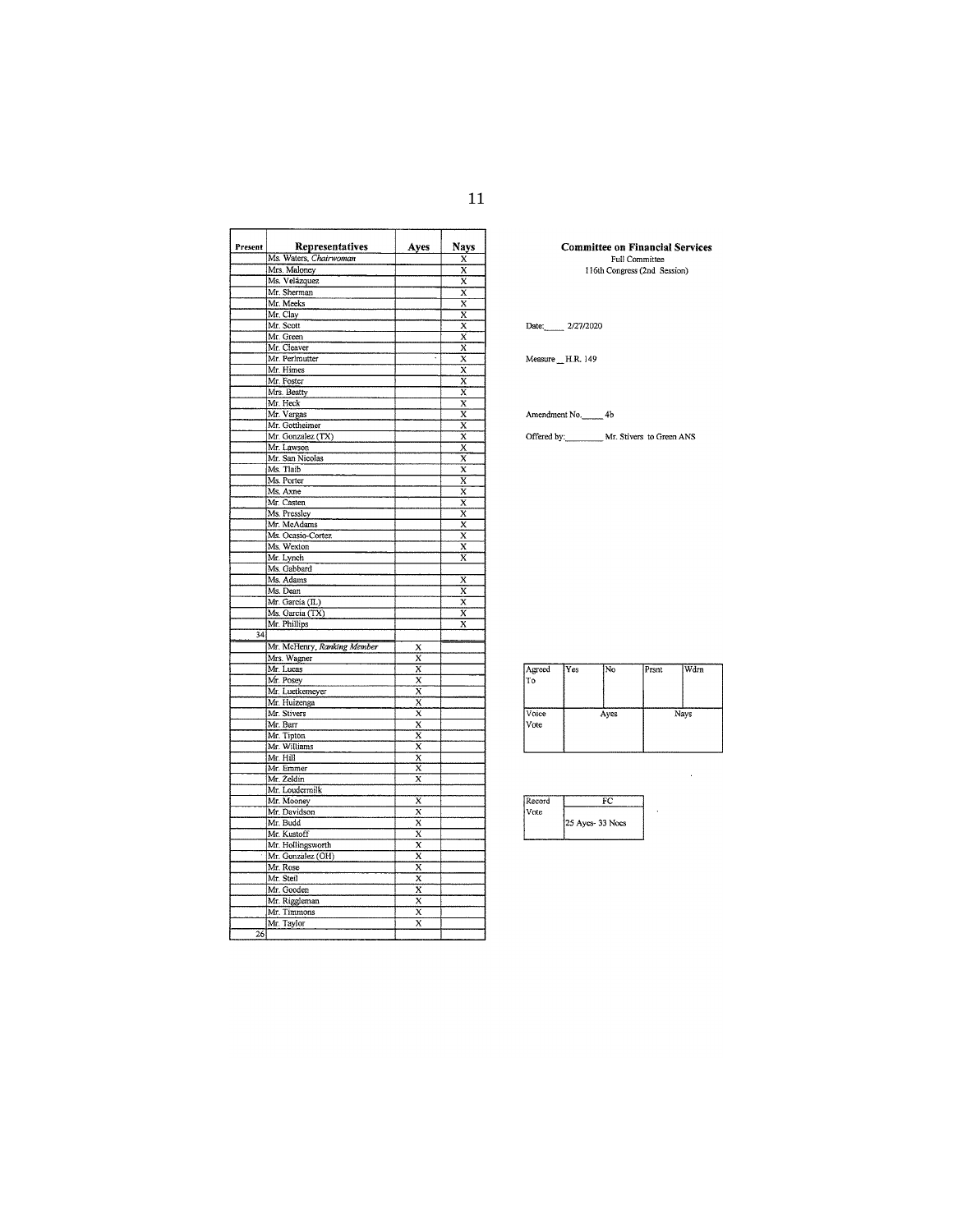**Committee on Financial Services**
Full Committee
116th Congress (2nd Session)

Date: 2/27/2020

Measure H.R. 149

Amendment No. 4b

Offered by: Mr. Stivers to Green ANS

| Present | Representatives | Ayes | Nays |
|---|---|---|---|
| | Ms. Waters, *Chairwoman* | | X |
| | Mrs. Maloney | | X |
| | Ms. Velázquez | | X |
| | Mr. Sherman | | X |
| | Mr. Meeks | | X |
| | Mr. Clay | | X |
| | Mr. Scott | | X |
| | Mr. Green | | X |
| | Mr. Cleaver | | X |
| | Mr. Perlmutter | | X |
| | Mr. Himes | | X |
| | Mr. Foster | | X |
| | Mrs. Beatty | | X |
| | Mr. Heck | | X |
| | Mr. Vargas | | X |
| | Mr. Gottheimer | | X |
| | Mr. Gonzalez (TX) | | X |
| | Mr. Lawson | | X |
| | Mr. San Nicolas | | X |
| | Ms. Tlaib | | X |
| | Ms. Porter | | X |
| | Ms. Axne | | X |
| | Mr. Casten | | X |
| | Ms. Pressley | | X |
| | Mr. McAdams | | X |
| | Ms. Ocasio-Cortez | | X |
| | Ms. Wexton | | X |
| | Mr. Lynch | | X |
| | Ms. Gabbard | | |
| | Ms. Adams | | X |
| | Ms. Dean | | X |
| | Mr. Garcia (IL) | | X |
| | Ms. Garcia (TX) | | X |
| | Mr. Phillips | | X |
| 34 | | | |
| | Mr. McHenry, *Ranking Member* | X | |
| | Mrs. Wagner | X | |
| | Mr. Lucas | X | |
| | Mr. Posey | X | |
| | Mr. Luetkemeyer | X | |
| | Mr. Huizenga | X | |
| | Mr. Stivers | X | |
| | Mr. Barr | X | |
| | Mr. Tipton | X | |
| | Mr. Williams | X | |
| | Mr. Hill | X | |
| | Mr. Emmer | X | |
| | Mr. Zeldin | X | |
| | Mr. Loudermilk | | |
| | Mr. Mooney | X | |
| | Mr. Davidson | X | |
| | Mr. Budd | X | |
| | Mr. Kustoff | X | |
| | Mr. Hollingsworth | X | |
| | Mr. Gonzalez (OH) | X | |
| | Mr. Rose | X | |
| | Mr. Steil | X | |
| | Mr. Gooden | X | |
| | Mr. Riggleman | X | |
| | Mr. Timmons | X | |
| | Mr. Taylor | X | |
| 26 | | | |

| Agreed To | Yes | No | Prsnt | Wdrn |
|---|---|---|---|---|
| | | | | |
| Voice Vote | Ayes | | Nays | |

| Record Vote | FC |
|---|---|
| | 25 Ayes- 33 Noes |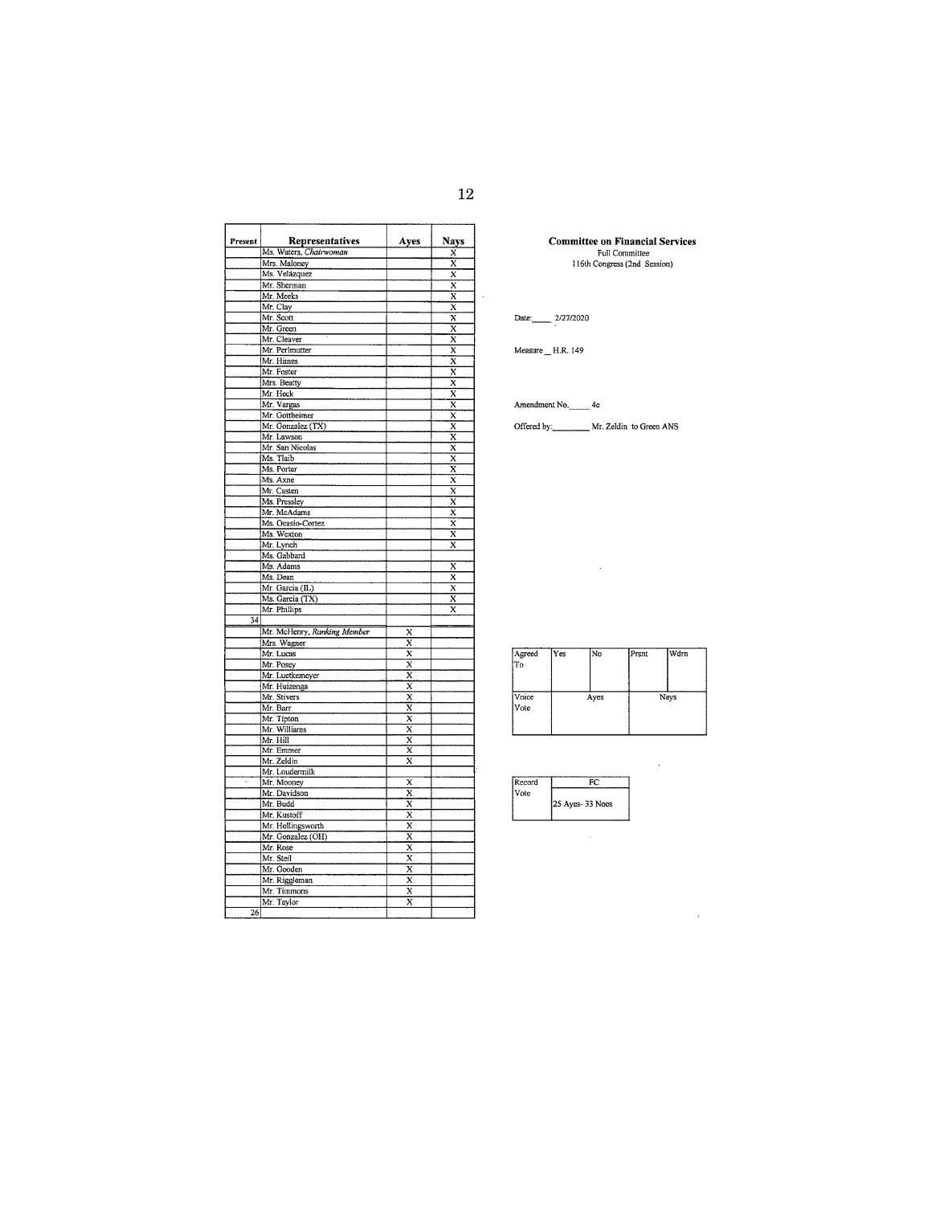| Present | Representatives | Ayes | Nays |
|---|---|---|---|
| | Ms. Waters, *Chairwoman* | | X |
| | Mrs. Maloney | | X |
| | Ms. Velázquez | | X |
| | Mr. Sherman | | X |
| | Mr. Meeks | | X |
| | Mr. Clay | | X |
| | Mr. Scott | | X |
| | Mr. Green | | X |
| | Mr. Cleaver | | X |
| | Mr. Perlmutter | | X |
| | Mr. Himes | | X |
| | Mr. Foster | | X |
| | Mrs. Beatty | | X |
| | Mr. Heck | | X |
| | Mr. Vargas | | X |
| | Mr. Gottheimer | | X |
| | Mr. Gonzalez (TX) | | X |
| | Mr. Lawson | | X |
| | Mr. San Nicolas | | X |
| | Ms. Tlaib | | X |
| | Ms. Porter | | X |
| | Ms. Axne | | X |
| | Mr. Casten | | X |
| | Ms. Pressley | | X |
| | Mr. McAdams | | X |
| | Ms. Ocasio-Cortez | | X |
| | Ms. Wexton | | X |
| | Mr. Lynch | | X |
| | Ms. Gabbard | | |
| | Ms. Adams | | X |
| | Ms. Dean | | X |
| | Mr. Garcia (IL) | | X |
| | Ms. Garcia (TX) | | X |
| | Mr. Phillips | | X |
| 34 | | | |
| | Mr. McHenry, *Ranking Member* | X | |
| | Mrs. Wagner | X | |
| | Mr. Lucas | X | |
| | Mr. Posey | X | |
| | Mr. Luetkemeyer | X | |
| | Mr. Huizenga | X | |
| | Mr. Stivers | X | |
| | Mr. Barr | X | |
| | Mr. Tipton | X | |
| | Mr. Williams | X | |
| | Mr. Hill | X | |
| | Mr. Emmer | X | |
| | Mr. Zeldin | X | |
| | Mr. Loudermilk | | |
| | Mr. Mooney | X | |
| | Mr. Davidson | X | |
| | Mr. Budd | X | |
| | Mr. Kustoff | X | |
| | Mr. Hollingsworth | X | |
| | Mr. Gonzalez (OH) | X | |
| | Mr. Rose | X | |
| | Mr. Steil | X | |
| | Mr. Gooden | X | |
| | Mr. Riggleman | X | |
| | Mr. Timmons | X | |
| | Mr. Taylor | X | |
| 26 | | | |

**Committee on Financial Services**
Full Committee
116th Congress (2nd Session)

Date: 2/27/2020

Measure H.R. 149

Amendment No. 4c

Offered by: Mr. Zeldin to Green ANS

| Agreed To | Yes | No | Prsnt | Wdrn |
|---|---|---|---|---|
| | | | | |
| Voice Vote | Ayes | | Nays | |

| Record Vote | FC |
|---|---|
| | 25 Ayes- 33 Noes |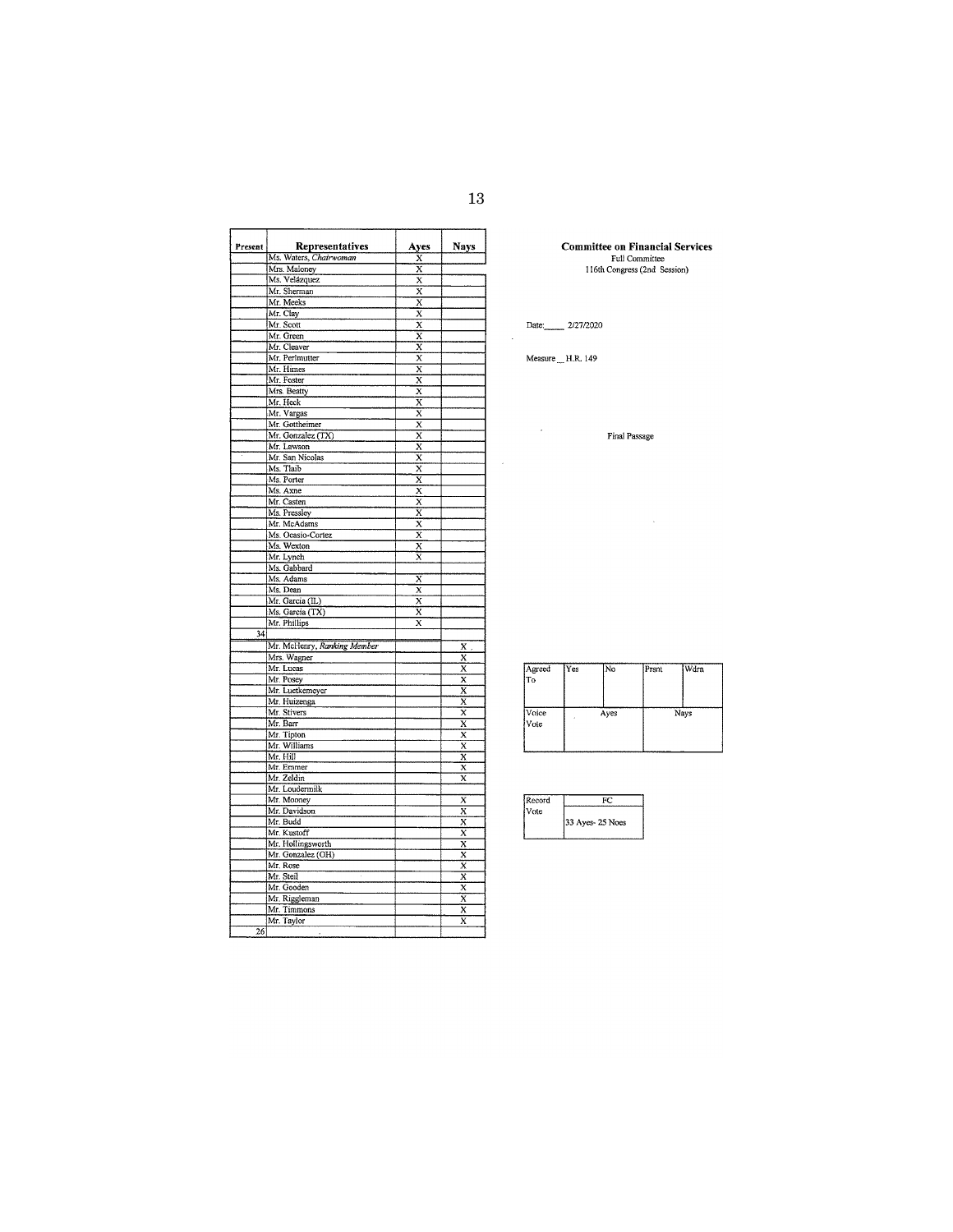| Present | Representatives | Ayes | Nays |
|---|---|---|---|
| | Ms. Waters, *Chairwoman* | X | |
| | Mrs. Maloney | X | |
| | Ms. Velázquez | X | |
| | Mr. Sherman | X | |
| | Mr. Meeks | X | |
| | Mr. Clay | X | |
| | Mr. Scott | X | |
| | Mr. Green | X | |
| | Mr. Cleaver | X | |
| | Mr. Perlmutter | X | |
| | Mr. Himes | X | |
| | Mr. Foster | X | |
| | Mrs. Beatty | X | |
| | Mr. Heck | X | |
| | Mr. Vargas | X | |
| | Mr. Gottheimer | X | |
| | Mr. Gonzalez (TX) | X | |
| | Mr. Lawson | X | |
| | Mr. San Nicolas | X | |
| | Ms. Tlaib | X | |
| | Ms. Porter | X | |
| | Ms. Axne | X | |
| | Mr. Casten | X | |
| | Ms. Pressley | X | |
| | Mr. McAdams | X | |
| | Ms. Ocasio-Cortez | X | |
| | Ms. Wexton | X | |
| | Mr. Lynch | X | |
| | Ms. Gabbard | | |
| | Ms. Adams | X | |
| | Ms. Dean | X | |
| | Mr. Garcia (IL) | X | |
| | Ms. Garcia (TX) | X | |
| | Mr. Phillips | X | |
| 34 | | | |
| | Mr. McHenry, *Ranking Member* | | X |
| | Mrs. Wagner | | X |
| | Mr. Lucas | | X |
| | Mr. Posey | | X |
| | Mr. Luetkemeyer | | X |
| | Mr. Huizenga | | X |
| | Mr. Stivers | | X |
| | Mr. Barr | | X |
| | Mr. Tipton | | X |
| | Mr. Williams | | X |
| | Mr. Hill | | X |
| | Mr. Emmer | | X |
| | Mr. Zeldin | | X |
| | Mr. Loudermilk | | |
| | Mr. Mooney | | X |
| | Mr. Davidson | | X |
| | Mr. Budd | | X |
| | Mr. Kustoff | | X |
| | Mr. Hollingsworth | | X |
| | Mr. Gonzalez (OH) | | X |
| | Mr. Rose | | X |
| | Mr. Steil | | X |
| | Mr. Gooden | | X |
| | Mr. Riggleman | | X |
| | Mr. Timmons | | X |
| | Mr. Taylor | | X |
| 26 | | | |

**Committee on Financial Services**
Full Committee
116th Congress (2nd Session)

Date: 2/27/2020

Measure H.R. 149

Final Passage

| Agreed To | Yes | No | Prsnt | Wdrn |
|---|---|---|---|---|
| | | | | |
| Voice Vote | Ayes | | Nays | |

| Record Vote | FC |
|---|---|
| | 33 Ayes- 25 Noes |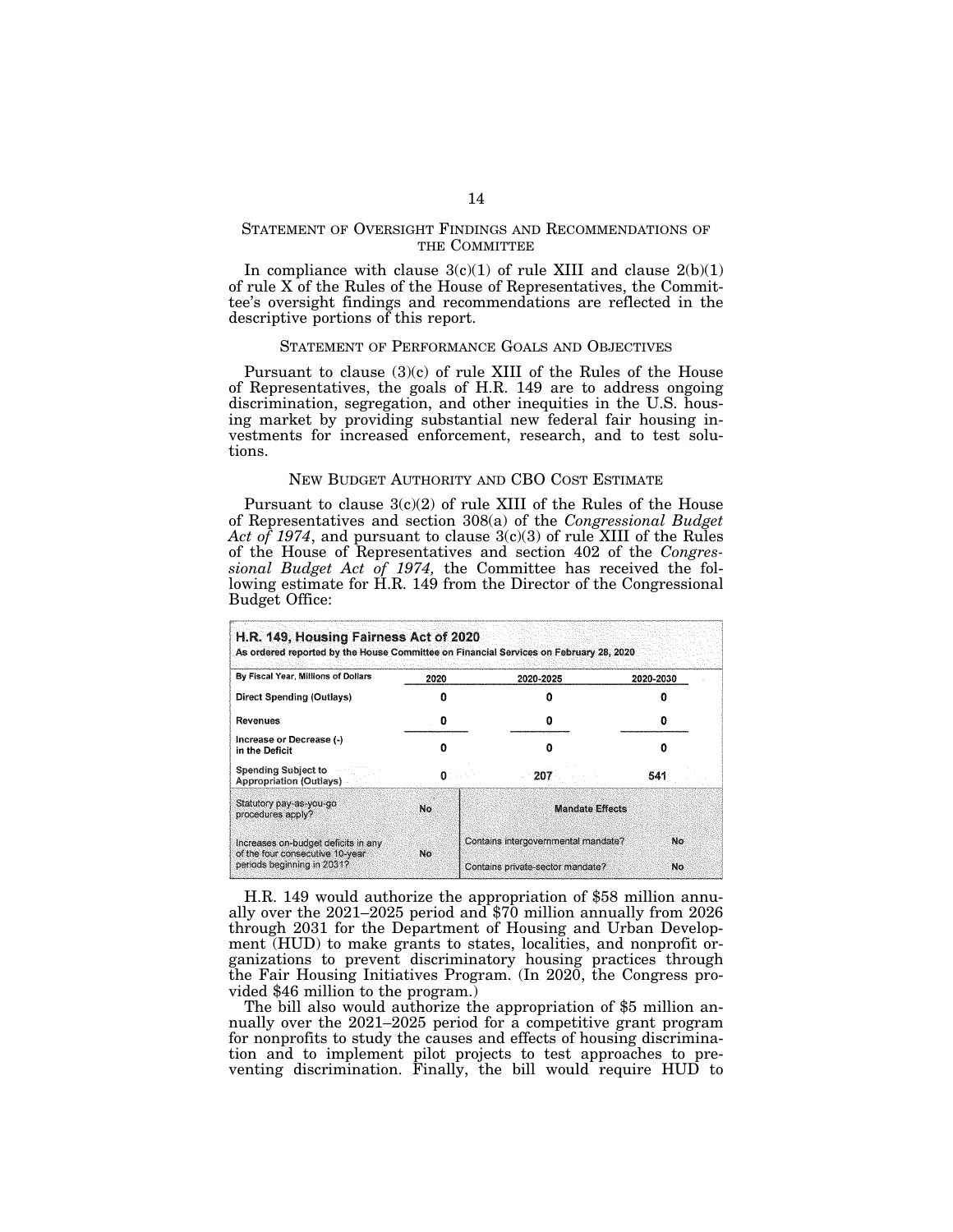## STATEMENT OF OVERSIGHT FINDINGS AND RECOMMENDATIONS OF THE COMMITTEE

In compliance with clause 3(c)(1) of rule XIII and clause 2(b)(1) of rule X of the Rules of the House of Representatives, the Committee's oversight findings and recommendations are reflected in the descriptive portions of this report.

## STATEMENT OF PERFORMANCE GOALS AND OBJECTIVES

Pursuant to clause (3)(c) of rule XIII of the Rules of the House of Representatives, the goals of H.R. 149 are to address ongoing discrimination, segregation, and other inequities in the U.S. housing market by providing substantial new federal fair housing investments for increased enforcement, research, and to test solutions.

## NEW BUDGET AUTHORITY AND CBO COST ESTIMATE

Pursuant to clause 3(c)(2) of rule XIII of the Rules of the House of Representatives and section 308(a) of the *Congressional Budget Act of 1974*, and pursuant to clause 3(c)(3) of rule XIII of the Rules of the House of Representatives and section 402 of the *Congressional Budget Act of 1974,* the Committee has received the following estimate for H.R. 149 from the Director of the Congressional Budget Office:

**H.R. 149, Housing Fairness Act of 2020**
As ordered reported by the House Committee on Financial Services on February 28, 2020

| By Fiscal Year, Millions of Dollars | 2020 | 2020-2025 | 2020-2030 |
|---|---|---|---|
| Direct Spending (Outlays) | 0 | 0 | 0 |
| Revenues | 0 | 0 | 0 |
| Increase or Decrease (-) in the Deficit | 0 | 0 | 0 |
| Spending Subject to Appropriation (Outlays) | 0 | 207 | 541 |

| | | Mandate Effects | |
|---|---|---|---|
| Statutory pay-as-you-go procedures apply? | No | | |
| Increases on-budget deficits in any of the four consecutive 10-year periods beginning in 2031? | No | Contains intergovernmental mandate? | No |
| | | Contains private-sector mandate? | No |

H.R. 149 would authorize the appropriation of $58 million annually over the 2021–2025 period and $70 million annually from 2026 through 2031 for the Department of Housing and Urban Development (HUD) to make grants to states, localities, and nonprofit organizations to prevent discriminatory housing practices through the Fair Housing Initiatives Program. (In 2020, the Congress provided $46 million to the program.)

The bill also would authorize the appropriation of $5 million annually over the 2021–2025 period for a competitive grant program for nonprofits to study the causes and effects of housing discrimination and to implement pilot projects to test approaches to preventing discrimination. Finally, the bill would require HUD to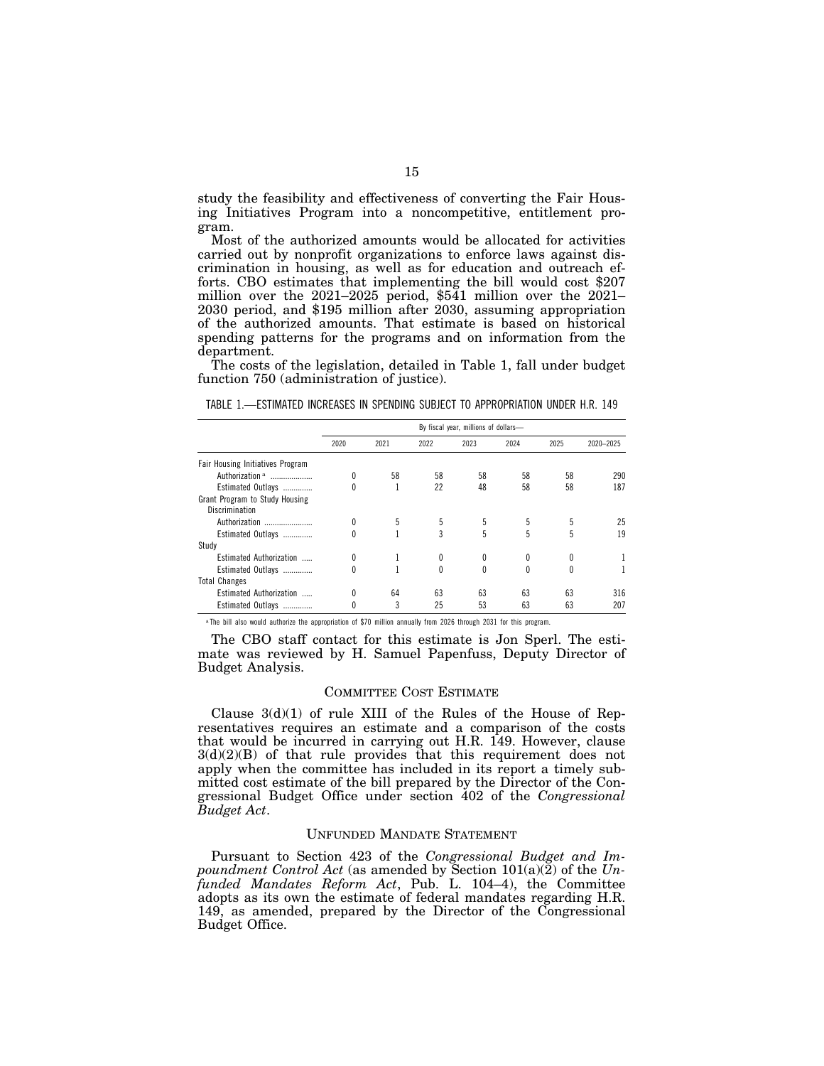study the feasibility and effectiveness of converting the Fair Housing Initiatives Program into a noncompetitive, entitlement program.

Most of the authorized amounts would be allocated for activities carried out by nonprofit organizations to enforce laws against discrimination in housing, as well as for education and outreach efforts. CBO estimates that implementing the bill would cost $207 million over the 2021–2025 period, $541 million over the 2021–2030 period, and $195 million after 2030, assuming appropriation of the authorized amounts. That estimate is based on historical spending patterns for the programs and on information from the department.

The costs of the legislation, detailed in Table 1, fall under budget function 750 (administration of justice).

TABLE 1.—ESTIMATED INCREASES IN SPENDING SUBJECT TO APPROPRIATION UNDER H.R. 149

| | By fiscal year, millions of dollars— | | | | | | |
|---|---|---|---|---|---|---|---|
| | 2020 | 2021 | 2022 | 2023 | 2024 | 2025 | 2020–2025 |
| Fair Housing Initiatives Program | | | | | | | |
| Authorization [a] | 0 | 58 | 58 | 58 | 58 | 58 | 290 |
| Estimated Outlays | 0 | 1 | 22 | 48 | 58 | 58 | 187 |
| Grant Program to Study Housing Discrimination | | | | | | | |
| Authorization | 0 | 5 | 5 | 5 | 5 | 5 | 25 |
| Estimated Outlays | 0 | 1 | 3 | 5 | 5 | 5 | 19 |
| Study | | | | | | | |
| Estimated Authorization | 0 | 1 | 0 | 0 | 0 | 0 | 1 |
| Estimated Outlays | 0 | 1 | 0 | 0 | 0 | 0 | 1 |
| Total Changes | | | | | | | |
| Estimated Authorization | 0 | 64 | 63 | 63 | 63 | 63 | 316 |
| Estimated Outlays | 0 | 3 | 25 | 53 | 63 | 63 | 207 |

[a] The bill also would authorize the appropriation of $70 million annually from 2026 through 2031 for this program.

The CBO staff contact for this estimate is Jon Sperl. The estimate was reviewed by H. Samuel Papenfuss, Deputy Director of Budget Analysis.

## COMMITTEE COST ESTIMATE

Clause 3(d)(1) of rule XIII of the Rules of the House of Representatives requires an estimate and a comparison of the costs that would be incurred in carrying out H.R. 149. However, clause 3(d)(2)(B) of that rule provides that this requirement does not apply when the committee has included in its report a timely submitted cost estimate of the bill prepared by the Director of the Congressional Budget Office under section 402 of the *Congressional Budget Act*.

## UNFUNDED MANDATE STATEMENT

Pursuant to Section 423 of the *Congressional Budget and Impoundment Control Act* (as amended by Section 101(a)(2) of the *Unfunded Mandates Reform Act*, Pub. L. 104–4), the Committee adopts as its own the estimate of federal mandates regarding H.R. 149, as amended, prepared by the Director of the Congressional Budget Office.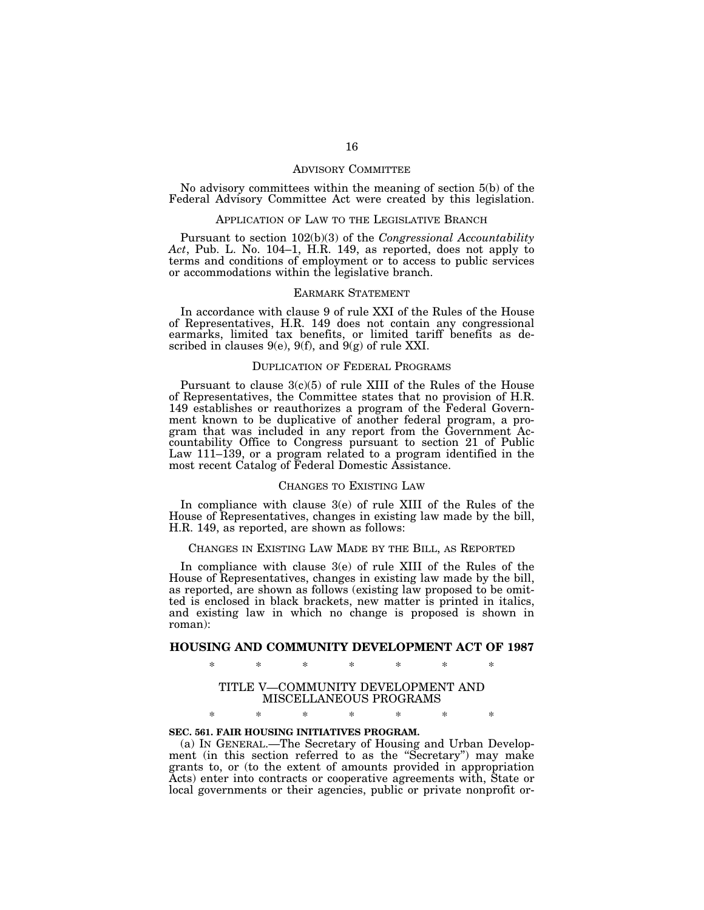## ADVISORY COMMITTEE

No advisory committees within the meaning of section 5(b) of the Federal Advisory Committee Act were created by this legislation.

## APPLICATION OF LAW TO THE LEGISLATIVE BRANCH

Pursuant to section 102(b)(3) of the *Congressional Accountability Act*, Pub. L. No. 104–1, H.R. 149, as reported, does not apply to terms and conditions of employment or to access to public services or accommodations within the legislative branch.

## EARMARK STATEMENT

In accordance with clause 9 of rule XXI of the Rules of the House of Representatives, H.R. 149 does not contain any congressional earmarks, limited tax benefits, or limited tariff benefits as described in clauses 9(e), 9(f), and 9(g) of rule XXI.

## DUPLICATION OF FEDERAL PROGRAMS

Pursuant to clause 3(c)(5) of rule XIII of the Rules of the House of Representatives, the Committee states that no provision of H.R. 149 establishes or reauthorizes a program of the Federal Government known to be duplicative of another federal program, a program that was included in any report from the Government Accountability Office to Congress pursuant to section 21 of Public Law 111–139, or a program related to a program identified in the most recent Catalog of Federal Domestic Assistance.

## CHANGES TO EXISTING LAW

In compliance with clause 3(e) of rule XIII of the Rules of the House of Representatives, changes in existing law made by the bill, H.R. 149, as reported, are shown as follows:

## CHANGES IN EXISTING LAW MADE BY THE BILL, AS REPORTED

In compliance with clause 3(e) of rule XIII of the Rules of the House of Representatives, changes in existing law made by the bill, as reported, are shown as follows (existing law proposed to be omitted is enclosed in black brackets, new matter is printed in italics, and existing law in which no change is proposed is shown in roman):

## HOUSING AND COMMUNITY DEVELOPMENT ACT OF 1987

\* \* \* \* \* \* \*

### TITLE V—COMMUNITY DEVELOPMENT AND MISCELLANEOUS PROGRAMS

\* \* \* \* \* \* \*

**SEC. 561. FAIR HOUSING INITIATIVES PROGRAM.**

(a) IN GENERAL.—The Secretary of Housing and Urban Development (in this section referred to as the "Secretary") may make grants to, or (to the extent of amounts provided in appropriation Acts) enter into contracts or cooperative agreements with, State or local governments or their agencies, public or private nonprofit or-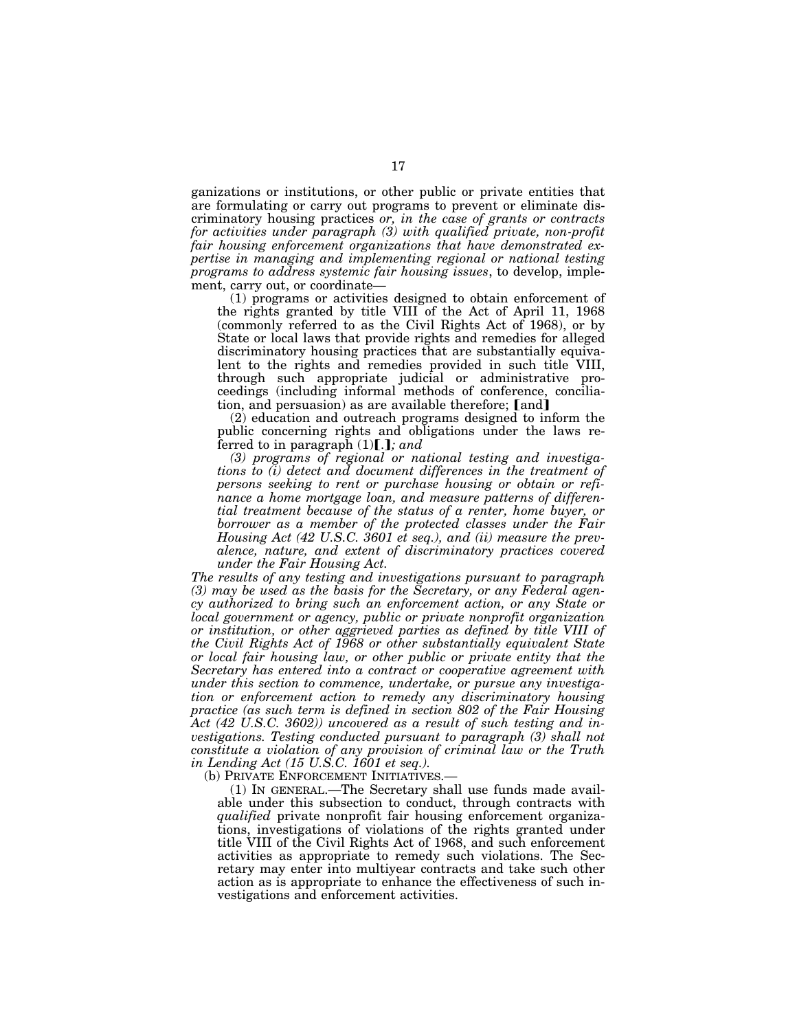ganizations or institutions, or other public or private entities that are formulating or carry out programs to prevent or eliminate discriminatory housing practices *or, in the case of grants or contracts for activities under paragraph (3) with qualified private, non-profit fair housing enforcement organizations that have demonstrated expertise in managing and implementing regional or national testing programs to address systemic fair housing issues*, to develop, implement, carry out, or coordinate—

(1) programs or activities designed to obtain enforcement of the rights granted by title VIII of the Act of April 11, 1968 (commonly referred to as the Civil Rights Act of 1968), or by State or local laws that provide rights and remedies for alleged discriminatory housing practices that are substantially equivalent to the rights and remedies provided in such title VIII, through such appropriate judicial or administrative proceedings (including informal methods of conference, conciliation, and persuasion) as are available therefore; **[**and**]**

(2) education and outreach programs designed to inform the public concerning rights and obligations under the laws referred to in paragraph (1)**[**.**]***; and*

*(3) programs of regional or national testing and investigations to (i) detect and document differences in the treatment of persons seeking to rent or purchase housing or obtain or refinance a home mortgage loan, and measure patterns of differential treatment because of the status of a renter, home buyer, or borrower as a member of the protected classes under the Fair Housing Act (42 U.S.C. 3601 et seq.), and (ii) measure the prevalence, nature, and extent of discriminatory practices covered under the Fair Housing Act.*

*The results of any testing and investigations pursuant to paragraph (3) may be used as the basis for the Secretary, or any Federal agency authorized to bring such an enforcement action, or any State or local government or agency, public or private nonprofit organization or institution, or other aggrieved parties as defined by title VIII of the Civil Rights Act of 1968 or other substantially equivalent State or local fair housing law, or other public or private entity that the Secretary has entered into a contract or cooperative agreement with under this section to commence, undertake, or pursue any investigation or enforcement action to remedy any discriminatory housing practice (as such term is defined in section 802 of the Fair Housing Act (42 U.S.C. 3602)) uncovered as a result of such testing and investigations. Testing conducted pursuant to paragraph (3) shall not constitute a violation of any provision of criminal law or the Truth in Lending Act (15 U.S.C. 1601 et seq.).*

(b) PRIVATE ENFORCEMENT INITIATIVES.—

(1) IN GENERAL.—The Secretary shall use funds made available under this subsection to conduct, through contracts with *qualified* private nonprofit fair housing enforcement organizations, investigations of violations of the rights granted under title VIII of the Civil Rights Act of 1968, and such enforcement activities as appropriate to remedy such violations. The Secretary may enter into multiyear contracts and take such other action as is appropriate to enhance the effectiveness of such investigations and enforcement activities.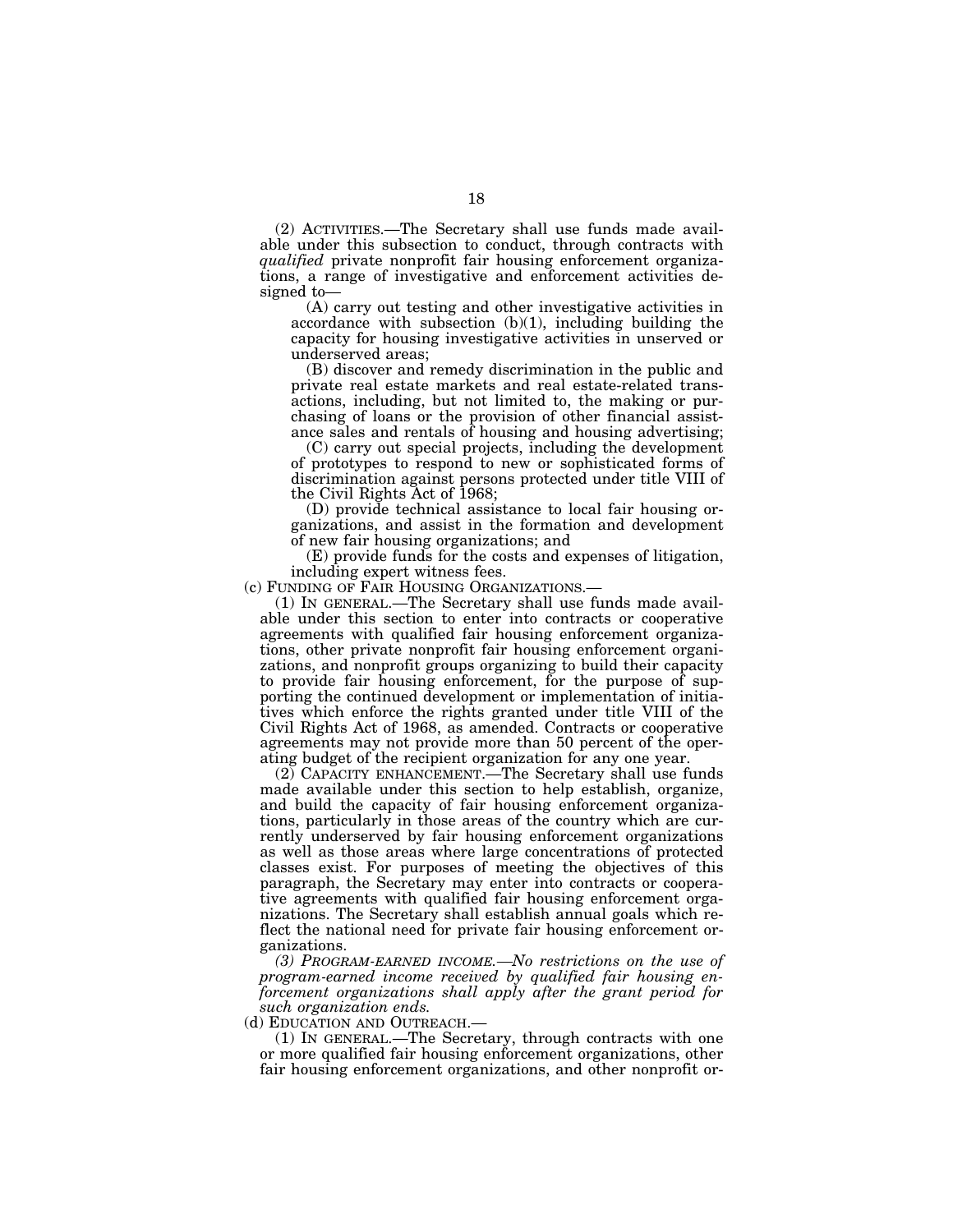(2) ACTIVITIES.—The Secretary shall use funds made available under this subsection to conduct, through contracts with *qualified* private nonprofit fair housing enforcement organizations, a range of investigative and enforcement activities designed to—

(A) carry out testing and other investigative activities in accordance with subsection (b)(1), including building the capacity for housing investigative activities in unserved or underserved areas;

(B) discover and remedy discrimination in the public and private real estate markets and real estate-related transactions, including, but not limited to, the making or purchasing of loans or the provision of other financial assistance sales and rentals of housing and housing advertising;

(C) carry out special projects, including the development of prototypes to respond to new or sophisticated forms of discrimination against persons protected under title VIII of the Civil Rights Act of 1968;

(D) provide technical assistance to local fair housing organizations, and assist in the formation and development of new fair housing organizations; and

(E) provide funds for the costs and expenses of litigation, including expert witness fees.

(c) FUNDING OF FAIR HOUSING ORGANIZATIONS.—

(1) IN GENERAL.—The Secretary shall use funds made available under this section to enter into contracts or cooperative agreements with qualified fair housing enforcement organizations, other private nonprofit fair housing enforcement organizations, and nonprofit groups organizing to build their capacity to provide fair housing enforcement, for the purpose of supporting the continued development or implementation of initiatives which enforce the rights granted under title VIII of the Civil Rights Act of 1968, as amended. Contracts or cooperative agreements may not provide more than 50 percent of the operating budget of the recipient organization for any one year.

(2) CAPACITY ENHANCEMENT.—The Secretary shall use funds made available under this section to help establish, organize, and build the capacity of fair housing enforcement organizations, particularly in those areas of the country which are currently underserved by fair housing enforcement organizations as well as those areas where large concentrations of protected classes exist. For purposes of meeting the objectives of this paragraph, the Secretary may enter into contracts or cooperative agreements with qualified fair housing enforcement organizations. The Secretary shall establish annual goals which reflect the national need for private fair housing enforcement organizations.

*(3) PROGRAM-EARNED INCOME.—No restrictions on the use of program-earned income received by qualified fair housing enforcement organizations shall apply after the grant period for such organization ends.*

(d) EDUCATION AND OUTREACH.—

(1) IN GENERAL.—The Secretary, through contracts with one or more qualified fair housing enforcement organizations, other fair housing enforcement organizations, and other nonprofit or-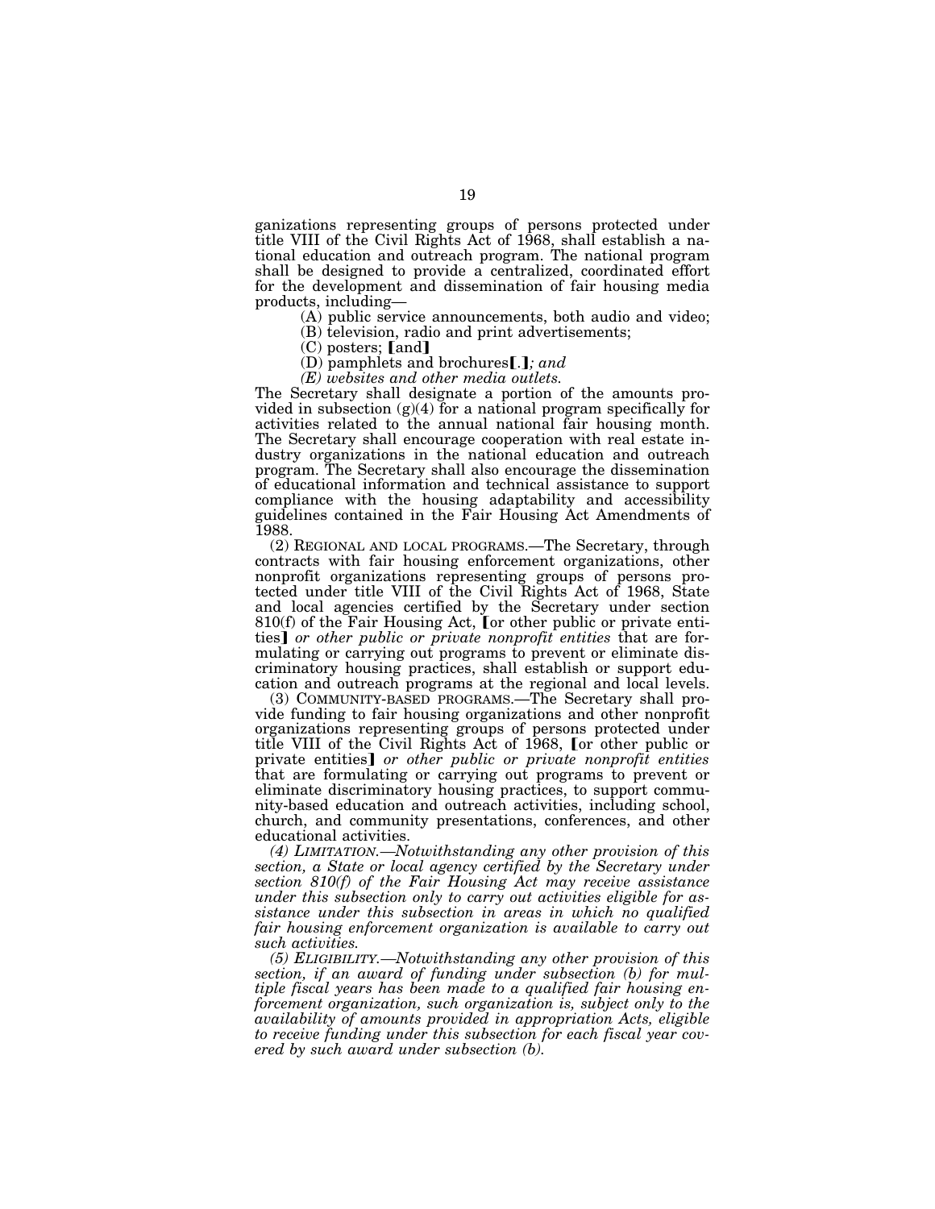ganizations representing groups of persons protected under title VIII of the Civil Rights Act of 1968, shall establish a national education and outreach program. The national program shall be designed to provide a centralized, coordinated effort for the development and dissemination of fair housing media products, including—

(A) public service announcements, both audio and video;

(B) television, radio and print advertisements;

(C) posters; [and]

(D) pamphlets and brochures[.]*; and*

*(E) websites and other media outlets.*

The Secretary shall designate a portion of the amounts provided in subsection (g)(4) for a national program specifically for activities related to the annual national fair housing month. The Secretary shall encourage cooperation with real estate industry organizations in the national education and outreach program. The Secretary shall also encourage the dissemination of educational information and technical assistance to support compliance with the housing adaptability and accessibility guidelines contained in the Fair Housing Act Amendments of 1988.

(2) REGIONAL AND LOCAL PROGRAMS.—The Secretary, through contracts with fair housing enforcement organizations, other nonprofit organizations representing groups of persons protected under title VIII of the Civil Rights Act of 1968, State and local agencies certified by the Secretary under section 810(f) of the Fair Housing Act, [or other public or private entities] *or other public or private nonprofit entities* that are formulating or carrying out programs to prevent or eliminate discriminatory housing practices, shall establish or support education and outreach programs at the regional and local levels.

(3) COMMUNITY-BASED PROGRAMS.—The Secretary shall provide funding to fair housing organizations and other nonprofit organizations representing groups of persons protected under title VIII of the Civil Rights Act of 1968, [or other public or private entities] *or other public or private nonprofit entities* that are formulating or carrying out programs to prevent or eliminate discriminatory housing practices, to support community-based education and outreach activities, including school, church, and community presentations, conferences, and other educational activities.

*(4) LIMITATION.—Notwithstanding any other provision of this section, a State or local agency certified by the Secretary under section 810(f) of the Fair Housing Act may receive assistance under this subsection only to carry out activities eligible for assistance under this subsection in areas in which no qualified fair housing enforcement organization is available to carry out such activities.*

*(5) ELIGIBILITY.—Notwithstanding any other provision of this section, if an award of funding under subsection (b) for multiple fiscal years has been made to a qualified fair housing enforcement organization, such organization is, subject only to the availability of amounts provided in appropriation Acts, eligible to receive funding under this subsection for each fiscal year covered by such award under subsection (b).*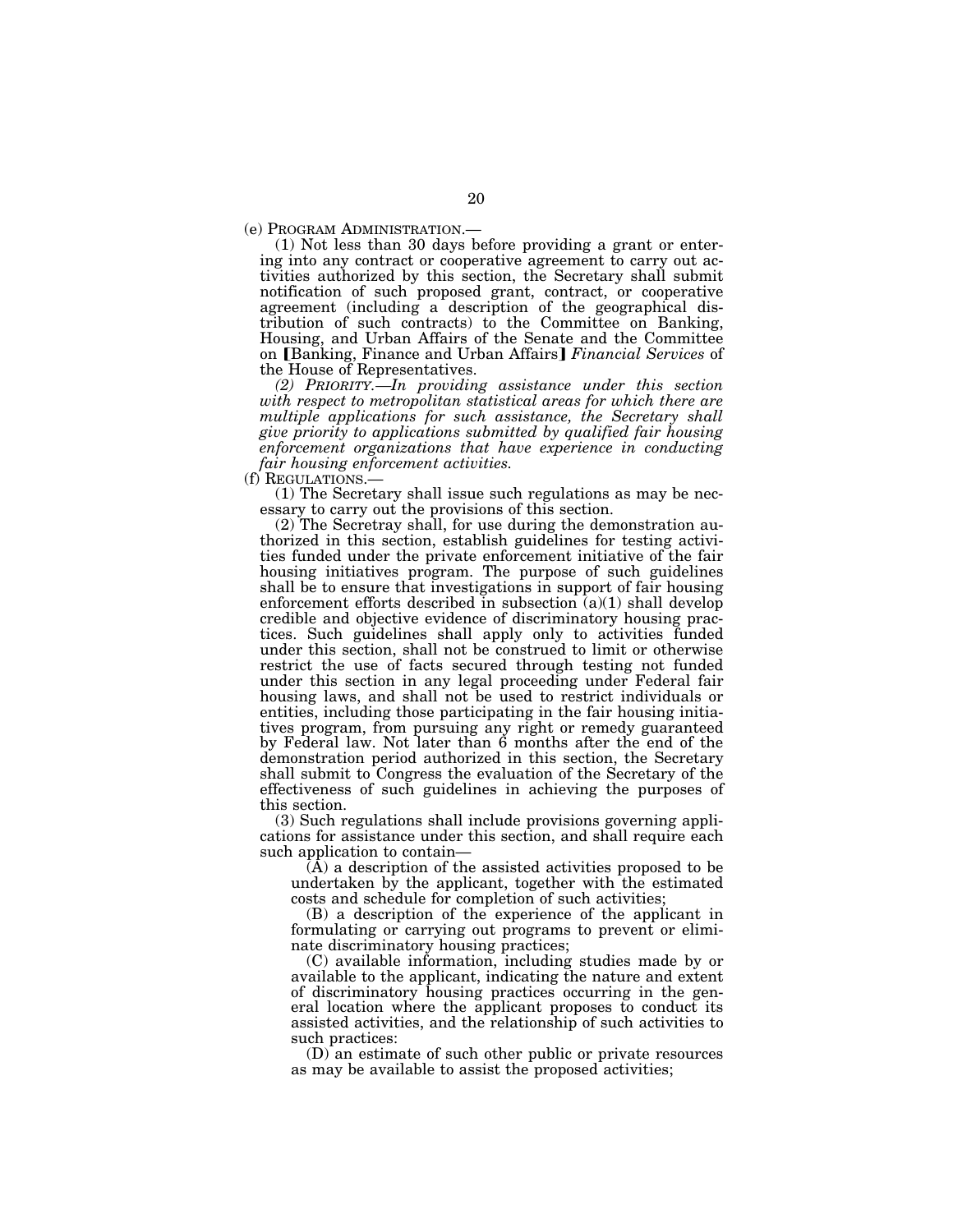(e) PROGRAM ADMINISTRATION.—

(1) Not less than 30 days before providing a grant or entering into any contract or cooperative agreement to carry out activities authorized by this section, the Secretary shall submit notification of such proposed grant, contract, or cooperative agreement (including a description of the geographical distribution of such contracts) to the Committee on Banking, Housing, and Urban Affairs of the Senate and the Committee on [Banking, Finance and Urban Affairs] *Financial Services* of the House of Representatives.

*(2) PRIORITY.—In providing assistance under this section with respect to metropolitan statistical areas for which there are multiple applications for such assistance, the Secretary shall give priority to applications submitted by qualified fair housing enforcement organizations that have experience in conducting fair housing enforcement activities.*

(f) REGULATIONS.—

(1) The Secretary shall issue such regulations as may be necessary to carry out the provisions of this section.

(2) The Secretray shall, for use during the demonstration authorized in this section, establish guidelines for testing activities funded under the private enforcement initiative of the fair housing initiatives program. The purpose of such guidelines shall be to ensure that investigations in support of fair housing enforcement efforts described in subsection (a)(1) shall develop credible and objective evidence of discriminatory housing practices. Such guidelines shall apply only to activities funded under this section, shall not be construed to limit or otherwise restrict the use of facts secured through testing not funded under this section in any legal proceeding under Federal fair housing laws, and shall not be used to restrict individuals or entities, including those participating in the fair housing initiatives program, from pursuing any right or remedy guaranteed by Federal law. Not later than 6 months after the end of the demonstration period authorized in this section, the Secretary shall submit to Congress the evaluation of the Secretary of the effectiveness of such guidelines in achieving the purposes of this section.

(3) Such regulations shall include provisions governing applications for assistance under this section, and shall require each such application to contain—

(A) a description of the assisted activities proposed to be undertaken by the applicant, together with the estimated costs and schedule for completion of such activities;

(B) a description of the experience of the applicant in formulating or carrying out programs to prevent or eliminate discriminatory housing practices;

(C) available information, including studies made by or available to the applicant, indicating the nature and extent of discriminatory housing practices occurring in the general location where the applicant proposes to conduct its assisted activities, and the relationship of such activities to such practices:

(D) an estimate of such other public or private resources as may be available to assist the proposed activities;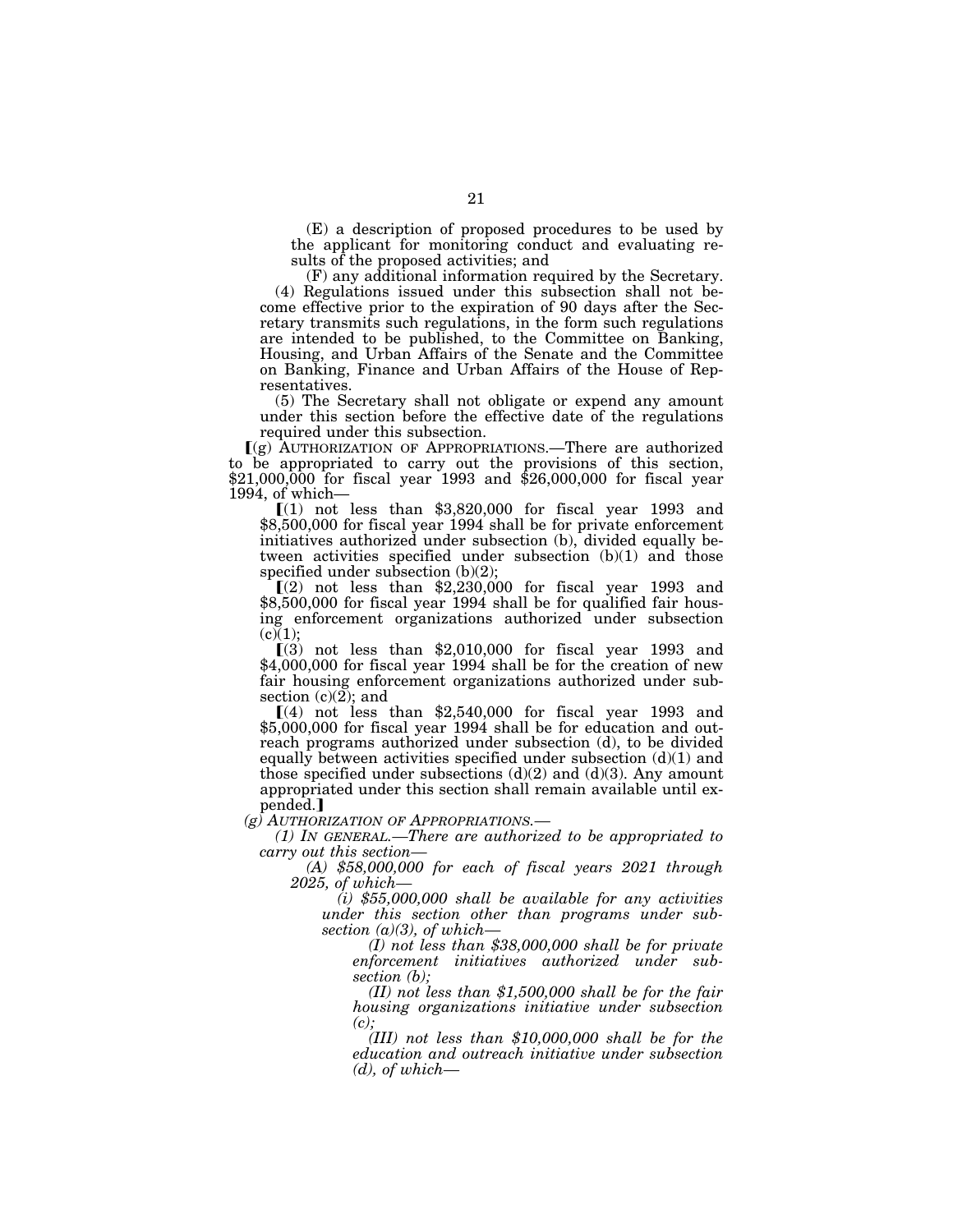(E) a description of proposed procedures to be used by the applicant for monitoring conduct and evaluating results of the proposed activities; and

(F) any additional information required by the Secretary.

(4) Regulations issued under this subsection shall not become effective prior to the expiration of 90 days after the Secretary transmits such regulations, in the form such regulations are intended to be published, to the Committee on Banking, Housing, and Urban Affairs of the Senate and the Committee on Banking, Finance and Urban Affairs of the House of Representatives.

(5) The Secretary shall not obligate or expend any amount under this section before the effective date of the regulations required under this subsection.

⟦(g) AUTHORIZATION OF APPROPRIATIONS.—There are authorized to be appropriated to carry out the provisions of this section, $21,000,000 for fiscal year 1993 and $26,000,000 for fiscal year 1994, of which—

⟦(1) not less than $3,820,000 for fiscal year 1993 and $8,500,000 for fiscal year 1994 shall be for private enforcement initiatives authorized under subsection (b), divided equally between activities specified under subsection (b)(1) and those specified under subsection (b)(2);

⟦(2) not less than $2,230,000 for fiscal year 1993 and $8,500,000 for fiscal year 1994 shall be for qualified fair housing enforcement organizations authorized under subsection (c)(1);

⟦(3) not less than $2,010,000 for fiscal year 1993 and $4,000,000 for fiscal year 1994 shall be for the creation of new fair housing enforcement organizations authorized under subsection (c)(2); and

⟦(4) not less than $2,540,000 for fiscal year 1993 and $5,000,000 for fiscal year 1994 shall be for education and outreach programs authorized under subsection (d), to be divided equally between activities specified under subsection (d)(1) and those specified under subsections (d)(2) and (d)(3). Any amount appropriated under this section shall remain available until expended.⟧

*(g) AUTHORIZATION OF APPROPRIATIONS.—*

*(1) IN GENERAL.—There are authorized to be appropriated to carry out this section—*

*(A) $58,000,000 for each of fiscal years 2021 through 2025, of which—*

*(i) $55,000,000 shall be available for any activities under this section other than programs under subsection (a)(3), of which—*

*(I) not less than $38,000,000 shall be for private enforcement initiatives authorized under subsection (b);*

*(II) not less than $1,500,000 shall be for the fair housing organizations initiative under subsection (c);*

*(III) not less than $10,000,000 shall be for the education and outreach initiative under subsection (d), of which—*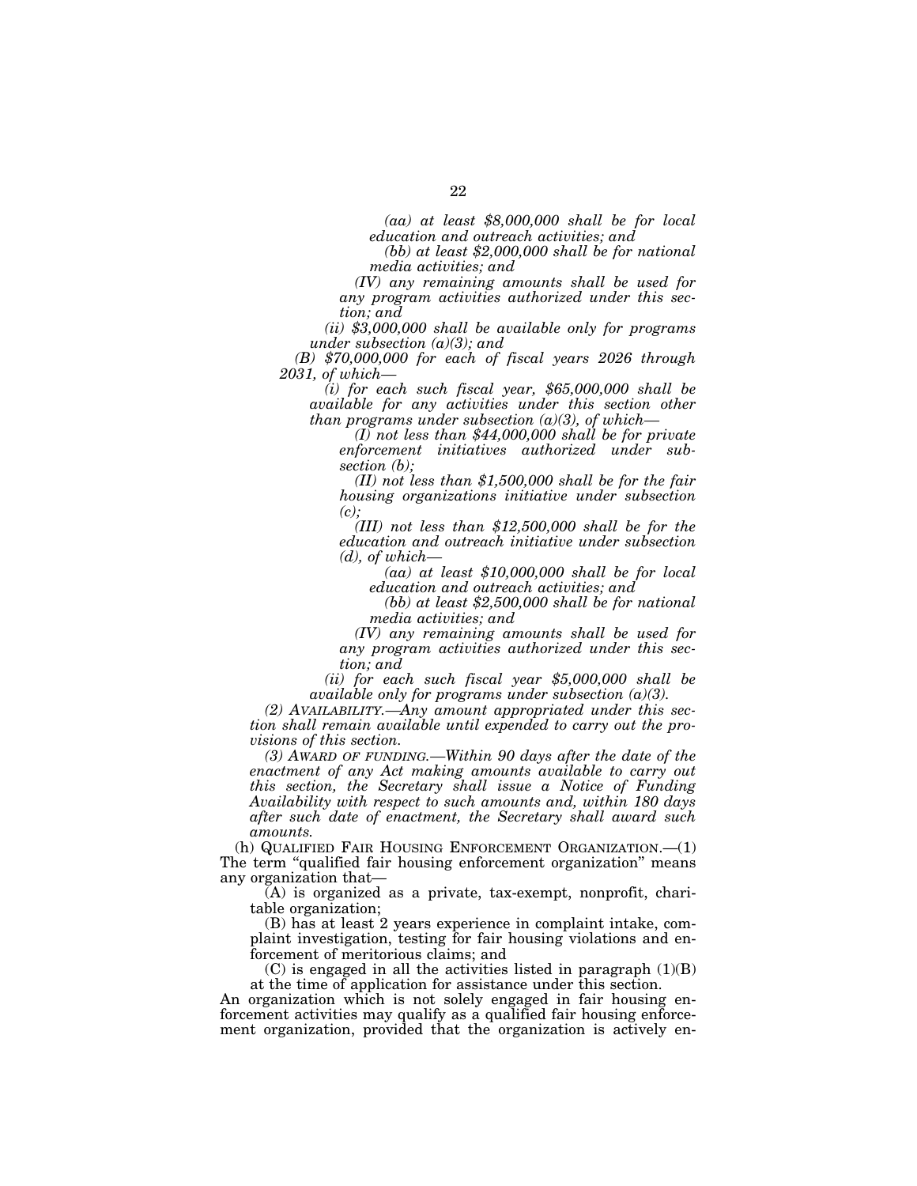*(aa) at least $8,000,000 shall be for local education and outreach activities; and*

*(bb) at least $2,000,000 shall be for national media activities; and*

*(IV) any remaining amounts shall be used for any program activities authorized under this section; and*

*(ii) $3,000,000 shall be available only for programs under subsection (a)(3); and*

*(B) $70,000,000 for each of fiscal years 2026 through 2031, of which—*

*(i) for each such fiscal year, $65,000,000 shall be available for any activities under this section other than programs under subsection (a)(3), of which—*

*(I) not less than $44,000,000 shall be for private enforcement initiatives authorized under subsection (b);*

*(II) not less than $1,500,000 shall be for the fair housing organizations initiative under subsection (c);*

*(III) not less than $12,500,000 shall be for the education and outreach initiative under subsection (d), of which—*

*(aa) at least $10,000,000 shall be for local education and outreach activities; and*

*(bb) at least $2,500,000 shall be for national media activities; and*

*(IV) any remaining amounts shall be used for any program activities authorized under this section; and*

*(ii) for each such fiscal year $5,000,000 shall be available only for programs under subsection (a)(3).*

*(2) AVAILABILITY.—Any amount appropriated under this section shall remain available until expended to carry out the provisions of this section.*

*(3) AWARD OF FUNDING.—Within 90 days after the date of the enactment of any Act making amounts available to carry out this section, the Secretary shall issue a Notice of Funding Availability with respect to such amounts and, within 180 days after such date of enactment, the Secretary shall award such amounts.*

(h) QUALIFIED FAIR HOUSING ENFORCEMENT ORGANIZATION.—(1) The term "qualified fair housing enforcement organization" means any organization that—

(A) is organized as a private, tax-exempt, nonprofit, charitable organization;

(B) has at least 2 years experience in complaint intake, complaint investigation, testing for fair housing violations and enforcement of meritorious claims; and

(C) is engaged in all the activities listed in paragraph (1)(B) at the time of application for assistance under this section.

An organization which is not solely engaged in fair housing enforcement activities may qualify as a qualified fair housing enforcement organization, provided that the organization is actively en-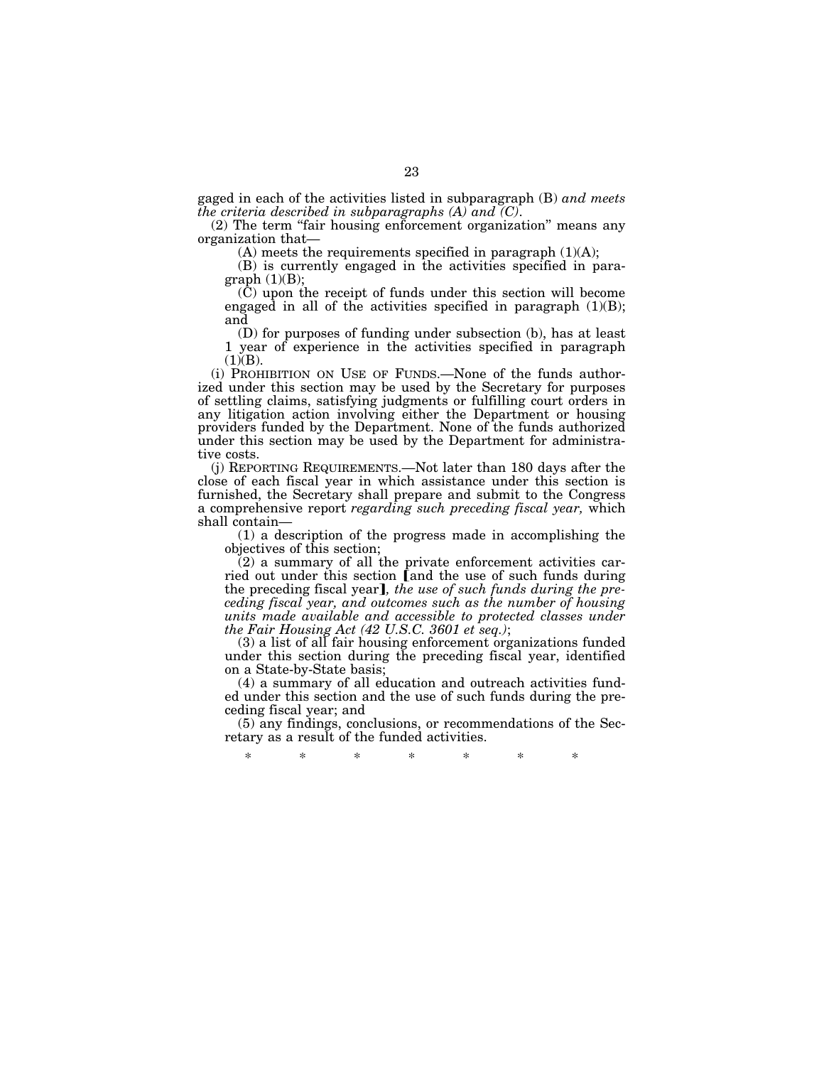gaged in each of the activities listed in subparagraph (B) *and meets the criteria described in subparagraphs (A) and (C)*.

(2) The term "fair housing enforcement organization" means any organization that—

(A) meets the requirements specified in paragraph (1)(A);

(B) is currently engaged in the activities specified in paragraph (1)(B);

(C) upon the receipt of funds under this section will become engaged in all of the activities specified in paragraph (1)(B); and

(D) for purposes of funding under subsection (b), has at least 1 year of experience in the activities specified in paragraph (1)(B).

(i) PROHIBITION ON USE OF FUNDS.—None of the funds authorized under this section may be used by the Secretary for purposes of settling claims, satisfying judgments or fulfilling court orders in any litigation action involving either the Department or housing providers funded by the Department. None of the funds authorized under this section may be used by the Department for administrative costs.

(j) REPORTING REQUIREMENTS.—Not later than 180 days after the close of each fiscal year in which assistance under this section is furnished, the Secretary shall prepare and submit to the Congress a comprehensive report *regarding such preceding fiscal year,* which shall contain—

(1) a description of the progress made in accomplishing the objectives of this section;

(2) a summary of all the private enforcement activities carried out under this section [and the use of such funds during the preceding fiscal year]*, the use of such funds during the preceding fiscal year, and outcomes such as the number of housing units made available and accessible to protected classes under the Fair Housing Act (42 U.S.C. 3601 et seq.)*;

(3) a list of all fair housing enforcement organizations funded under this section during the preceding fiscal year, identified on a State-by-State basis;

(4) a summary of all education and outreach activities funded under this section and the use of such funds during the preceding fiscal year; and

(5) any findings, conclusions, or recommendations of the Secretary as a result of the funded activities.

\* \* \* \* \* \* \*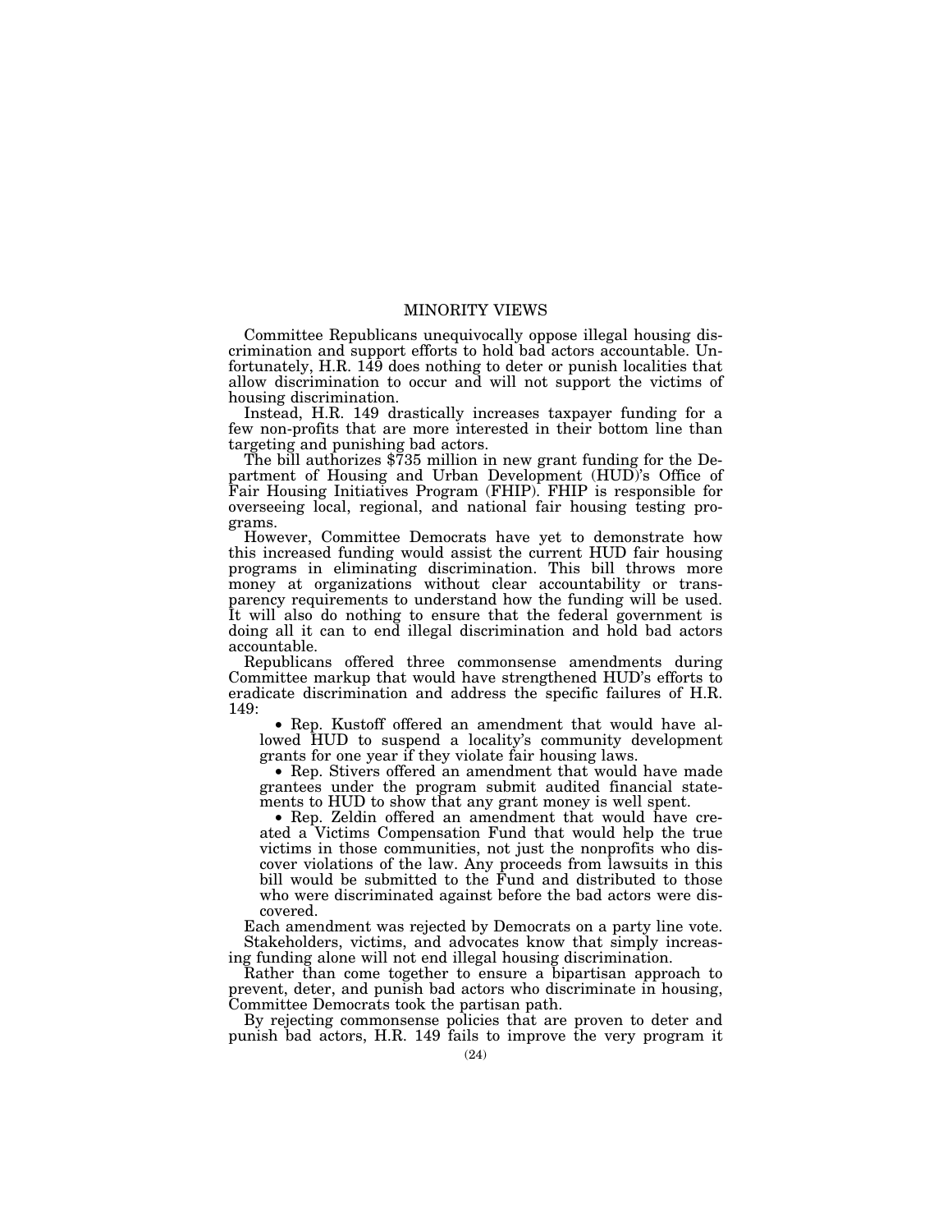# MINORITY VIEWS

Committee Republicans unequivocally oppose illegal housing discrimination and support efforts to hold bad actors accountable. Unfortunately, H.R. 149 does nothing to deter or punish localities that allow discrimination to occur and will not support the victims of housing discrimination.

Instead, H.R. 149 drastically increases taxpayer funding for a few non-profits that are more interested in their bottom line than targeting and punishing bad actors.

The bill authorizes $735 million in new grant funding for the Department of Housing and Urban Development (HUD)'s Office of Fair Housing Initiatives Program (FHIP). FHIP is responsible for overseeing local, regional, and national fair housing testing programs.

However, Committee Democrats have yet to demonstrate how this increased funding would assist the current HUD fair housing programs in eliminating discrimination. This bill throws more money at organizations without clear accountability or transparency requirements to understand how the funding will be used. It will also do nothing to ensure that the federal government is doing all it can to end illegal discrimination and hold bad actors accountable.

Republicans offered three commonsense amendments during Committee markup that would have strengthened HUD's efforts to eradicate discrimination and address the specific failures of H.R. 149:

- Rep. Kustoff offered an amendment that would have allowed HUD to suspend a locality's community development grants for one year if they violate fair housing laws.
- Rep. Stivers offered an amendment that would have made grantees under the program submit audited financial statements to HUD to show that any grant money is well spent.
- Rep. Zeldin offered an amendment that would have created a Victims Compensation Fund that would help the true victims in those communities, not just the nonprofits who discover violations of the law. Any proceeds from lawsuits in this bill would be submitted to the Fund and distributed to those who were discriminated against before the bad actors were discovered.

Each amendment was rejected by Democrats on a party line vote.

Stakeholders, victims, and advocates know that simply increasing funding alone will not end illegal housing discrimination.

Rather than come together to ensure a bipartisan approach to prevent, deter, and punish bad actors who discriminate in housing, Committee Democrats took the partisan path.

By rejecting commonsense policies that are proven to deter and punish bad actors, H.R. 149 fails to improve the very program it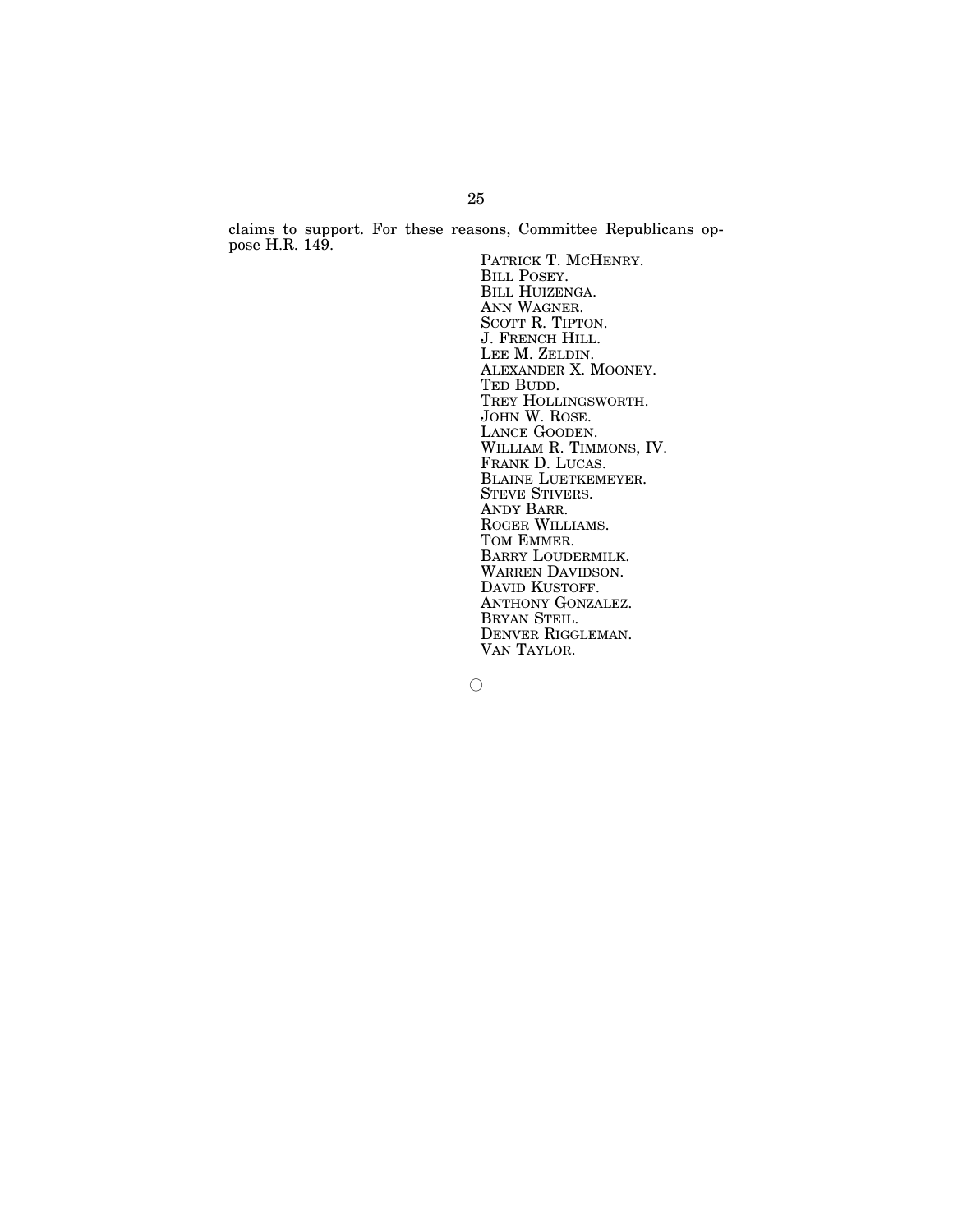claims to support. For these reasons, Committee Republicans oppose H.R. 149.

PATRICK T. MCHENRY.  
BILL POSEY.  
BILL HUIZENGA.  
ANN WAGNER.  
SCOTT R. TIPTON.  
J. FRENCH HILL.  
LEE M. ZELDIN.  
ALEXANDER X. MOONEY.  
TED BUDD.  
TREY HOLLINGSWORTH.  
JOHN W. ROSE.  
LANCE GOODEN.  
WILLIAM R. TIMMONS, IV.  
FRANK D. LUCAS.  
BLAINE LUETKEMEYER.  
STEVE STIVERS.  
ANDY BARR.  
ROGER WILLIAMS.  
TOM EMMER.  
BARRY LOUDERMILK.  
WARREN DAVIDSON.  
DAVID KUSTOFF.  
ANTHONY GONZALEZ.  
BRYAN STEIL.  
DENVER RIGGLEMAN.  
VAN TAYLOR.

○